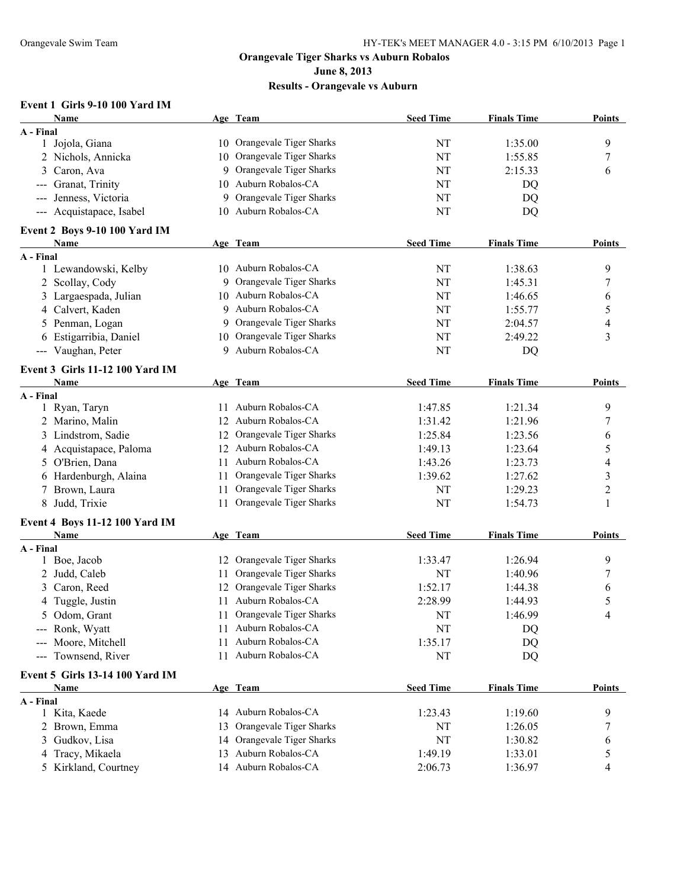# Orangevale Tiger Sharks vs Auburn Robalos

## June 8, 2013

## Results - Orangevale vs Auburn

### Event 1 Girls 9-10 100 Yard IM

| | Name | Age | Team | Seed Time | Finals Time | Points |
|---|---|---|---|---|---|---|
| **A - Final** | | | | | | |
| 1 | Jojola, Giana | 10 | Orangevale Tiger Sharks | NT | 1:35.00 | 9 |
| 2 | Nichols, Annicka | 10 | Orangevale Tiger Sharks | NT | 1:55.85 | 7 |
| 3 | Caron, Ava | 9 | Orangevale Tiger Sharks | NT | 2:15.33 | 6 |
| --- | Granat, Trinity | 10 | Auburn Robalos-CA | NT | DQ | |
| --- | Jenness, Victoria | 9 | Orangevale Tiger Sharks | NT | DQ | |
| --- | Acquistapace, Isabel | 10 | Auburn Robalos-CA | NT | DQ | |

### Event 2 Boys 9-10 100 Yard IM

| | Name | Age | Team | Seed Time | Finals Time | Points |
|---|---|---|---|---|---|---|
| **A - Final** | | | | | | |
| 1 | Lewandowski, Kelby | 10 | Auburn Robalos-CA | NT | 1:38.63 | 9 |
| 2 | Scollay, Cody | 9 | Orangevale Tiger Sharks | NT | 1:45.31 | 7 |
| 3 | Largaespada, Julian | 10 | Auburn Robalos-CA | NT | 1:46.65 | 6 |
| 4 | Calvert, Kaden | 9 | Auburn Robalos-CA | NT | 1:55.77 | 5 |
| 5 | Penman, Logan | 9 | Orangevale Tiger Sharks | NT | 2:04.57 | 4 |
| 6 | Estigarribia, Daniel | 10 | Orangevale Tiger Sharks | NT | 2:49.22 | 3 |
| --- | Vaughan, Peter | 9 | Auburn Robalos-CA | NT | DQ | |

### Event 3 Girls 11-12 100 Yard IM

| | Name | Age | Team | Seed Time | Finals Time | Points |
|---|---|---|---|---|---|---|
| **A - Final** | | | | | | |
| 1 | Ryan, Taryn | 11 | Auburn Robalos-CA | 1:47.85 | 1:21.34 | 9 |
| 2 | Marino, Malin | 12 | Auburn Robalos-CA | 1:31.42 | 1:21.96 | 7 |
| 3 | Lindstrom, Sadie | 12 | Orangevale Tiger Sharks | 1:25.84 | 1:23.56 | 6 |
| 4 | Acquistapace, Paloma | 12 | Auburn Robalos-CA | 1:49.13 | 1:23.64 | 5 |
| 5 | O'Brien, Dana | 11 | Auburn Robalos-CA | 1:43.26 | 1:23.73 | 4 |
| 6 | Hardenburgh, Alaina | 11 | Orangevale Tiger Sharks | 1:39.62 | 1:27.62 | 3 |
| 7 | Brown, Laura | 11 | Orangevale Tiger Sharks | NT | 1:29.23 | 2 |
| 8 | Judd, Trixie | 11 | Orangevale Tiger Sharks | NT | 1:54.73 | 1 |

### Event 4 Boys 11-12 100 Yard IM

| | Name | Age | Team | Seed Time | Finals Time | Points |
|---|---|---|---|---|---|---|
| **A - Final** | | | | | | |
| 1 | Boe, Jacob | 12 | Orangevale Tiger Sharks | 1:33.47 | 1:26.94 | 9 |
| 2 | Judd, Caleb | 11 | Orangevale Tiger Sharks | NT | 1:40.96 | 7 |
| 3 | Caron, Reed | 12 | Orangevale Tiger Sharks | 1:52.17 | 1:44.38 | 6 |
| 4 | Tuggle, Justin | 11 | Auburn Robalos-CA | 2:28.99 | 1:44.93 | 5 |
| 5 | Odom, Grant | 11 | Orangevale Tiger Sharks | NT | 1:46.99 | 4 |
| --- | Ronk, Wyatt | 11 | Auburn Robalos-CA | NT | DQ | |
| --- | Moore, Mitchell | 11 | Auburn Robalos-CA | 1:35.17 | DQ | |
| --- | Townsend, River | 11 | Auburn Robalos-CA | NT | DQ | |

### Event 5 Girls 13-14 100 Yard IM

| | Name | Age | Team | Seed Time | Finals Time | Points |
|---|---|---|---|---|---|---|
| **A - Final** | | | | | | |
| 1 | Kita, Kaede | 14 | Auburn Robalos-CA | 1:23.43 | 1:19.60 | 9 |
| 2 | Brown, Emma | 13 | Orangevale Tiger Sharks | NT | 1:26.05 | 7 |
| 3 | Gudkov, Lisa | 14 | Orangevale Tiger Sharks | NT | 1:30.82 | 6 |
| 4 | Tracy, Mikaela | 13 | Auburn Robalos-CA | 1:49.19 | 1:33.01 | 5 |
| 5 | Kirkland, Courtney | 14 | Auburn Robalos-CA | 2:06.73 | 1:36.97 | 4 |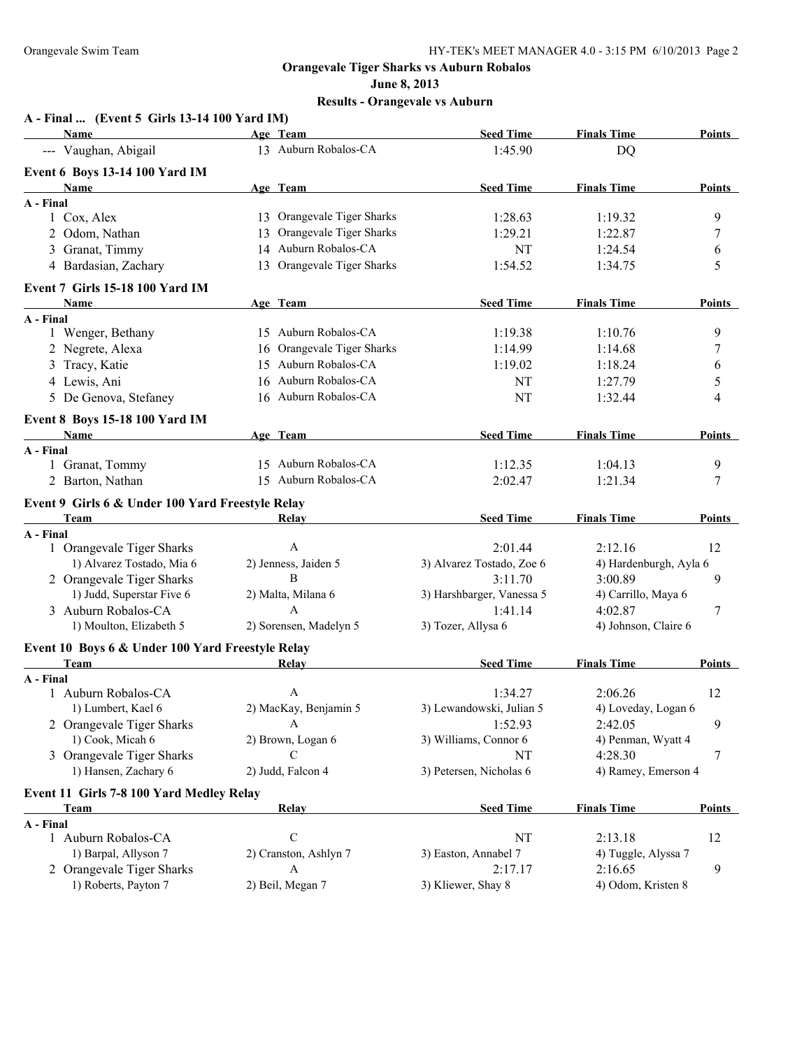**Orangevale Tiger Sharks vs Auburn Robalos**

**June 8, 2013**

**Results - Orangevale vs Auburn**

### A - Final ... (Event 5 Girls 13-14 100 Yard IM)

| Name | Age | Team | Seed Time | Finals Time | Points |
|---|---|---|---|---|---|
| --- Vaughan, Abigail | 13 | Auburn Robalos-CA | 1:45.90 | DQ | |

### Event 6 Boys 13-14 100 Yard IM

| Name | Age | Team | Seed Time | Finals Time | Points |
|---|---|---|---|---|---|
| **A - Final** | | | | | |
| 1 Cox, Alex | 13 | Orangevale Tiger Sharks | 1:28.63 | 1:19.32 | 9 |
| 2 Odom, Nathan | 13 | Orangevale Tiger Sharks | 1:29.21 | 1:22.87 | 7 |
| 3 Granat, Timmy | 14 | Auburn Robalos-CA | NT | 1:24.54 | 6 |
| 4 Bardasian, Zachary | 13 | Orangevale Tiger Sharks | 1:54.52 | 1:34.75 | 5 |

### Event 7 Girls 15-18 100 Yard IM

| Name | Age | Team | Seed Time | Finals Time | Points |
|---|---|---|---|---|---|
| **A - Final** | | | | | |
| 1 Wenger, Bethany | 15 | Auburn Robalos-CA | 1:19.38 | 1:10.76 | 9 |
| 2 Negrete, Alexa | 16 | Orangevale Tiger Sharks | 1:14.99 | 1:14.68 | 7 |
| 3 Tracy, Katie | 15 | Auburn Robalos-CA | 1:19.02 | 1:18.24 | 6 |
| 4 Lewis, Ani | 16 | Auburn Robalos-CA | NT | 1:27.79 | 5 |
| 5 De Genova, Stefaney | 16 | Auburn Robalos-CA | NT | 1:32.44 | 4 |

### Event 8 Boys 15-18 100 Yard IM

| Name | Age | Team | Seed Time | Finals Time | Points |
|---|---|---|---|---|---|
| **A - Final** | | | | | |
| 1 Granat, Tommy | 15 | Auburn Robalos-CA | 1:12.35 | 1:04.13 | 9 |
| 2 Barton, Nathan | 15 | Auburn Robalos-CA | 2:02.47 | 1:21.34 | 7 |

### Event 9 Girls 6 & Under 100 Yard Freestyle Relay

| Team | Relay | Seed Time | Finals Time | Points |
|---|---|---|---|---|
| **A - Final** | | | | |
| 1 Orangevale Tiger Sharks | A | 2:01.44 | 2:12.16 | 12 |
| 1) Alvarez Tostado, Mia 6 | 2) Jenness, Jaiden 5 | 3) Alvarez Tostado, Zoe 6 | 4) Hardenburgh, Ayla 6 | |
| 2 Orangevale Tiger Sharks | B | 3:11.70 | 3:00.89 | 9 |
| 1) Judd, Superstar Five 6 | 2) Malta, Milana 6 | 3) Harshbarger, Vanessa 5 | 4) Carrillo, Maya 6 | |
| 3 Auburn Robalos-CA | A | 1:41.14 | 4:02.87 | 7 |
| 1) Moulton, Elizabeth 5 | 2) Sorensen, Madelyn 5 | 3) Tozer, Allysa 6 | 4) Johnson, Claire 6 | |

### Event 10 Boys 6 & Under 100 Yard Freestyle Relay

| Team | Relay | Seed Time | Finals Time | Points |
|---|---|---|---|---|
| **A - Final** | | | | |
| 1 Auburn Robalos-CA | A | 1:34.27 | 2:06.26 | 12 |
| 1) Lumbert, Kael 6 | 2) MacKay, Benjamin 5 | 3) Lewandowski, Julian 5 | 4) Loveday, Logan 6 | |
| 2 Orangevale Tiger Sharks | A | 1:52.93 | 2:42.05 | 9 |
| 1) Cook, Micah 6 | 2) Brown, Logan 6 | 3) Williams, Connor 6 | 4) Penman, Wyatt 4 | |
| 3 Orangevale Tiger Sharks | C | NT | 4:28.30 | 7 |
| 1) Hansen, Zachary 6 | 2) Judd, Falcon 4 | 3) Petersen, Nicholas 6 | 4) Ramey, Emerson 4 | |

### Event 11 Girls 7-8 100 Yard Medley Relay

| Team | Relay | Seed Time | Finals Time | Points |
|---|---|---|---|---|
| **A - Final** | | | | |
| 1 Auburn Robalos-CA | C | NT | 2:13.18 | 12 |
| 1) Barpal, Allyson 7 | 2) Cranston, Ashlyn 7 | 3) Easton, Annabel 7 | 4) Tuggle, Alyssa 7 | |
| 2 Orangevale Tiger Sharks | A | 2:17.17 | 2:16.65 | 9 |
| 1) Roberts, Payton 7 | 2) Beil, Megan 7 | 3) Kliewer, Shay 8 | 4) Odom, Kristen 8 | |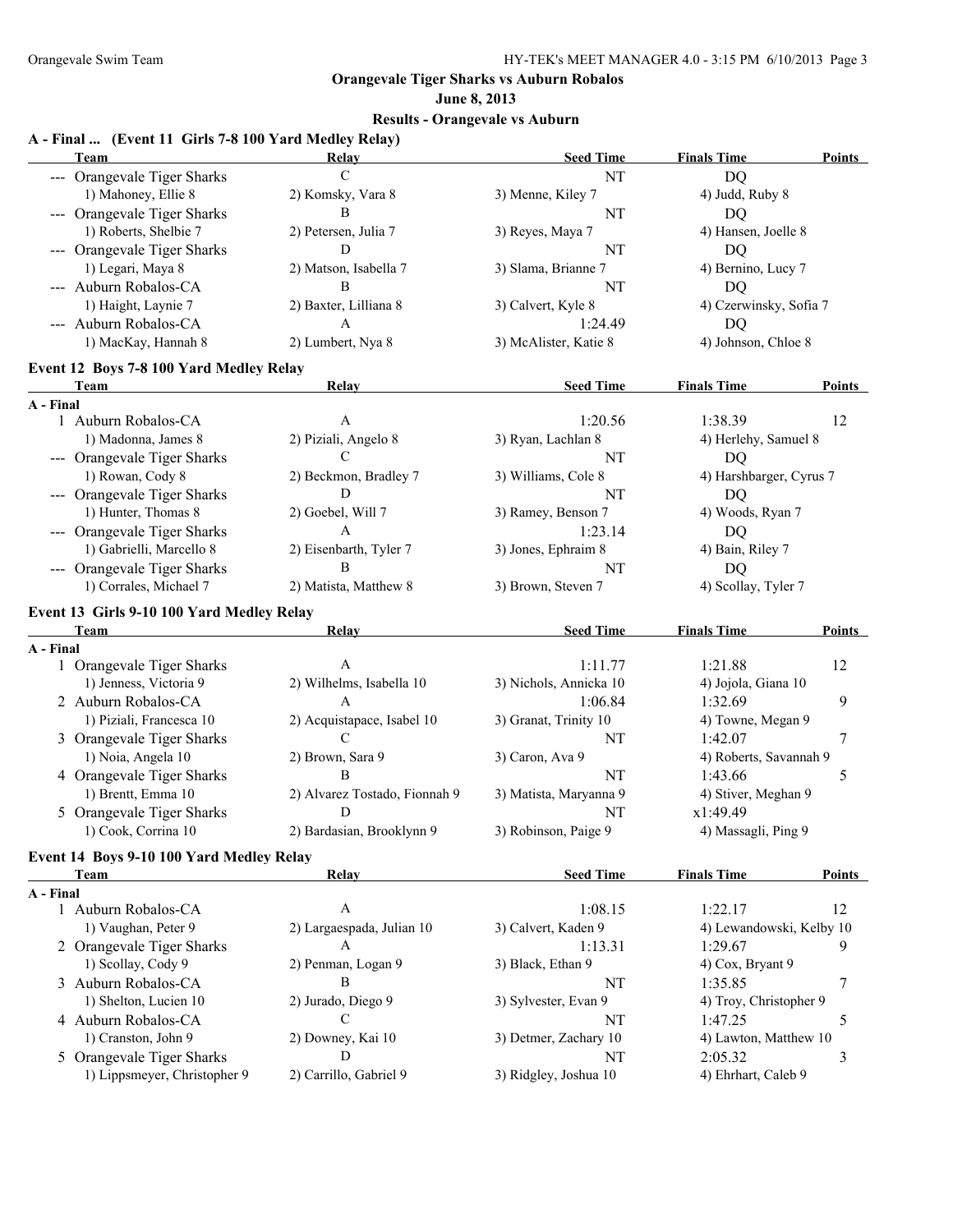**Orangevale Tiger Sharks vs Auburn Robalos**

**June 8, 2013**

**Results - Orangevale vs Auburn**

### A - Final ... (Event 11 Girls 7-8 100 Yard Medley Relay)

| | Team | Relay | Seed Time | Finals Time | Points |
|---|---|---|---|---|---|
| --- | Orangevale Tiger Sharks | C | NT | DQ | |
| | 1) Mahoney, Ellie 8 | 2) Komsky, Vara 8 | 3) Menne, Kiley 7 | 4) Judd, Ruby 8 | |
| --- | Orangevale Tiger Sharks | B | NT | DQ | |
| | 1) Roberts, Shelbie 7 | 2) Petersen, Julia 7 | 3) Reyes, Maya 7 | 4) Hansen, Joelle 8 | |
| --- | Orangevale Tiger Sharks | D | NT | DQ | |
| | 1) Legari, Maya 8 | 2) Matson, Isabella 7 | 3) Slama, Brianne 7 | 4) Bernino, Lucy 7 | |
| --- | Auburn Robalos-CA | B | NT | DQ | |
| | 1) Haight, Laynie 7 | 2) Baxter, Lilliana 8 | 3) Calvert, Kyle 8 | 4) Czerwinsky, Sofia 7 | |
| --- | Auburn Robalos-CA | A | 1:24.49 | DQ | |
| | 1) MacKay, Hannah 8 | 2) Lumbert, Nya 8 | 3) McAlister, Katie 8 | 4) Johnson, Chloe 8 | |

### Event 12 Boys 7-8 100 Yard Medley Relay

| | Team | Relay | Seed Time | Finals Time | Points |
|---|---|---|---|---|---|
| **A - Final** | | | | | |
| 1 | Auburn Robalos-CA | A | 1:20.56 | 1:38.39 | 12 |
| | 1) Madonna, James 8 | 2) Piziali, Angelo 8 | 3) Ryan, Lachlan 8 | 4) Herlehy, Samuel 8 | |
| --- | Orangevale Tiger Sharks | C | NT | DQ | |
| | 1) Rowan, Cody 8 | 2) Beckmon, Bradley 7 | 3) Williams, Cole 8 | 4) Harshbarger, Cyrus 7 | |
| --- | Orangevale Tiger Sharks | D | NT | DQ | |
| | 1) Hunter, Thomas 8 | 2) Goebel, Will 7 | 3) Ramey, Benson 7 | 4) Woods, Ryan 7 | |
| --- | Orangevale Tiger Sharks | A | 1:23.14 | DQ | |
| | 1) Gabrielli, Marcello 8 | 2) Eisenbarth, Tyler 7 | 3) Jones, Ephraim 8 | 4) Bain, Riley 7 | |
| --- | Orangevale Tiger Sharks | B | NT | DQ | |
| | 1) Corrales, Michael 7 | 2) Matista, Matthew 8 | 3) Brown, Steven 7 | 4) Scollay, Tyler 7 | |

### Event 13 Girls 9-10 100 Yard Medley Relay

| | Team | Relay | Seed Time | Finals Time | Points |
|---|---|---|---|---|---|
| **A - Final** | | | | | |
| 1 | Orangevale Tiger Sharks | A | 1:11.77 | 1:21.88 | 12 |
| | 1) Jenness, Victoria 9 | 2) Wilhelms, Isabella 10 | 3) Nichols, Annicka 10 | 4) Jojola, Giana 10 | |
| 2 | Auburn Robalos-CA | A | 1:06.84 | 1:32.69 | 9 |
| | 1) Piziali, Francesca 10 | 2) Acquistapace, Isabel 10 | 3) Granat, Trinity 10 | 4) Towne, Megan 9 | |
| 3 | Orangevale Tiger Sharks | C | NT | 1:42.07 | 7 |
| | 1) Noia, Angela 10 | 2) Brown, Sara 9 | 3) Caron, Ava 9 | 4) Roberts, Savannah 9 | |
| 4 | Orangevale Tiger Sharks | B | NT | 1:43.66 | 5 |
| | 1) Brentt, Emma 10 | 2) Alvarez Tostado, Fionnah 9 | 3) Matista, Maryanna 9 | 4) Stiver, Meghan 9 | |
| 5 | Orangevale Tiger Sharks | D | NT | x1:49.49 | |
| | 1) Cook, Corrina 10 | 2) Bardasian, Brooklynn 9 | 3) Robinson, Paige 9 | 4) Massagli, Ping 9 | |

### Event 14 Boys 9-10 100 Yard Medley Relay

| | Team | Relay | Seed Time | Finals Time | Points |
|---|---|---|---|---|---|
| **A - Final** | | | | | |
| 1 | Auburn Robalos-CA | A | 1:08.15 | 1:22.17 | 12 |
| | 1) Vaughan, Peter 9 | 2) Largaespada, Julian 10 | 3) Calvert, Kaden 9 | 4) Lewandowski, Kelby 10 | |
| 2 | Orangevale Tiger Sharks | A | 1:13.31 | 1:29.67 | 9 |
| | 1) Scollay, Cody 9 | 2) Penman, Logan 9 | 3) Black, Ethan 9 | 4) Cox, Bryant 9 | |
| 3 | Auburn Robalos-CA | B | NT | 1:35.85 | 7 |
| | 1) Shelton, Lucien 10 | 2) Jurado, Diego 9 | 3) Sylvester, Evan 9 | 4) Troy, Christopher 9 | |
| 4 | Auburn Robalos-CA | C | NT | 1:47.25 | 5 |
| | 1) Cranston, John 9 | 2) Downey, Kai 10 | 3) Detmer, Zachary 10 | 4) Lawton, Matthew 10 | |
| 5 | Orangevale Tiger Sharks | D | NT | 2:05.32 | 3 |
| | 1) Lippsmeyer, Christopher 9 | 2) Carrillo, Gabriel 9 | 3) Ridgley, Joshua 10 | 4) Ehrhart, Caleb 9 | |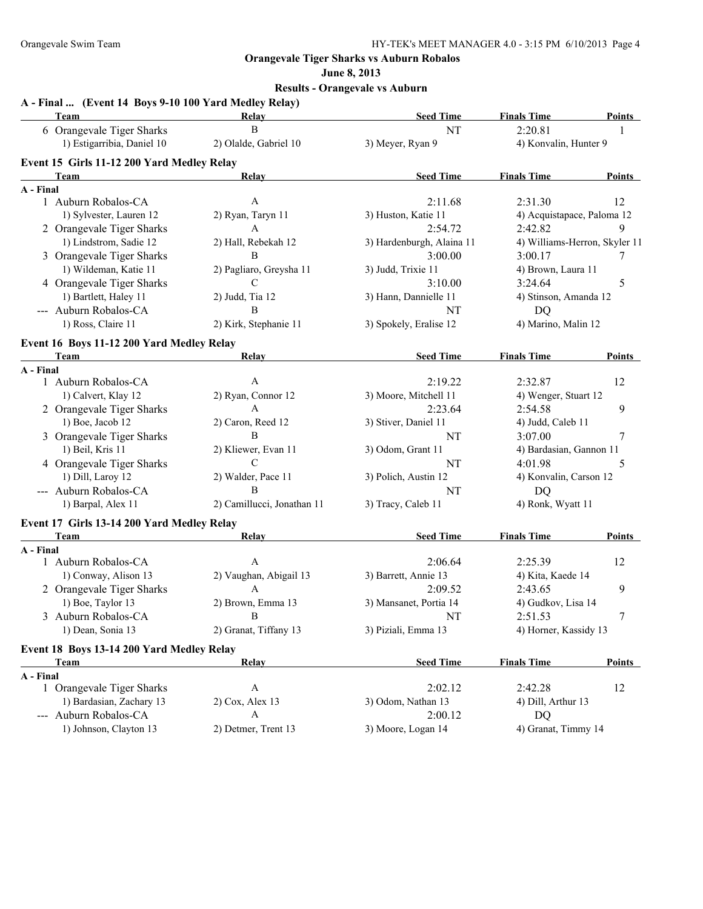**Orangevale Tiger Sharks vs Auburn Robalos**

**June 8, 2013**

**Results - Orangevale vs Auburn**

### A - Final ... (Event 14 Boys 9-10 100 Yard Medley Relay)

| | Team | Relay | Seed Time | Finals Time | Points |
|---|---|---|---|---|---|
| 6 | Orangevale Tiger Sharks | B | NT | 2:20.81 | 1 |
| | 1) Estigarribia, Daniel 10 | 2) Olalde, Gabriel 10 | 3) Meyer, Ryan 9 | 4) Konvalin, Hunter 9 | |

### Event 15 Girls 11-12 200 Yard Medley Relay

| | Team | Relay | Seed Time | Finals Time | Points |
|---|---|---|---|---|---|
| **A - Final** | | | | | |
| 1 | Auburn Robalos-CA | A | 2:11.68 | 2:31.30 | 12 |
| | 1) Sylvester, Lauren 12 | 2) Ryan, Taryn 11 | 3) Huston, Katie 11 | 4) Acquistapace, Paloma 12 | |
| 2 | Orangevale Tiger Sharks | A | 2:54.72 | 2:42.82 | 9 |
| | 1) Lindstrom, Sadie 12 | 2) Hall, Rebekah 12 | 3) Hardenburgh, Alaina 11 | 4) Williams-Herron, Skyler 11 | |
| 3 | Orangevale Tiger Sharks | B | 3:00.00 | 3:00.17 | 7 |
| | 1) Wildeman, Katie 11 | 2) Pagliaro, Greysha 11 | 3) Judd, Trixie 11 | 4) Brown, Laura 11 | |
| 4 | Orangevale Tiger Sharks | C | 3:10.00 | 3:24.64 | 5 |
| | 1) Bartlett, Haley 11 | 2) Judd, Tia 12 | 3) Hann, Dannielle 11 | 4) Stinson, Amanda 12 | |
| --- | Auburn Robalos-CA | B | NT | DQ | |
| | 1) Ross, Claire 11 | 2) Kirk, Stephanie 11 | 3) Spokely, Eralise 12 | 4) Marino, Malin 12 | |

### Event 16 Boys 11-12 200 Yard Medley Relay

| | Team | Relay | Seed Time | Finals Time | Points |
|---|---|---|---|---|---|
| **A - Final** | | | | | |
| 1 | Auburn Robalos-CA | A | 2:19.22 | 2:32.87 | 12 |
| | 1) Calvert, Klay 12 | 2) Ryan, Connor 12 | 3) Moore, Mitchell 11 | 4) Wenger, Stuart 12 | |
| 2 | Orangevale Tiger Sharks | A | 2:23.64 | 2:54.58 | 9 |
| | 1) Boe, Jacob 12 | 2) Caron, Reed 12 | 3) Stiver, Daniel 11 | 4) Judd, Caleb 11 | |
| 3 | Orangevale Tiger Sharks | B | NT | 3:07.00 | 7 |
| | 1) Beil, Kris 11 | 2) Kliewer, Evan 11 | 3) Odom, Grant 11 | 4) Bardasian, Gannon 11 | |
| 4 | Orangevale Tiger Sharks | C | NT | 4:01.98 | 5 |
| | 1) Dill, Laroy 12 | 2) Walder, Pace 11 | 3) Polich, Austin 12 | 4) Konvalin, Carson 12 | |
| --- | Auburn Robalos-CA | B | NT | DQ | |
| | 1) Barpal, Alex 11 | 2) Camillucci, Jonathan 11 | 3) Tracy, Caleb 11 | 4) Ronk, Wyatt 11 | |

### Event 17 Girls 13-14 200 Yard Medley Relay

| | Team | Relay | Seed Time | Finals Time | Points |
|---|---|---|---|---|---|
| **A - Final** | | | | | |
| 1 | Auburn Robalos-CA | A | 2:06.64 | 2:25.39 | 12 |
| | 1) Conway, Alison 13 | 2) Vaughan, Abigail 13 | 3) Barrett, Annie 13 | 4) Kita, Kaede 14 | |
| 2 | Orangevale Tiger Sharks | A | 2:09.52 | 2:43.65 | 9 |
| | 1) Boe, Taylor 13 | 2) Brown, Emma 13 | 3) Mansanet, Portia 14 | 4) Gudkov, Lisa 14 | |
| 3 | Auburn Robalos-CA | B | NT | 2:51.53 | 7 |
| | 1) Dean, Sonia 13 | 2) Granat, Tiffany 13 | 3) Piziali, Emma 13 | 4) Horner, Kassidy 13 | |

### Event 18 Boys 13-14 200 Yard Medley Relay

| | Team | Relay | Seed Time | Finals Time | Points |
|---|---|---|---|---|---|
| **A - Final** | | | | | |
| 1 | Orangevale Tiger Sharks | A | 2:02.12 | 2:42.28 | 12 |
| | 1) Bardasian, Zachary 13 | 2) Cox, Alex 13 | 3) Odom, Nathan 13 | 4) Dill, Arthur 13 | |
| --- | Auburn Robalos-CA | A | 2:00.12 | DQ | |
| | 1) Johnson, Clayton 13 | 2) Detmer, Trent 13 | 3) Moore, Logan 14 | 4) Granat, Timmy 14 | |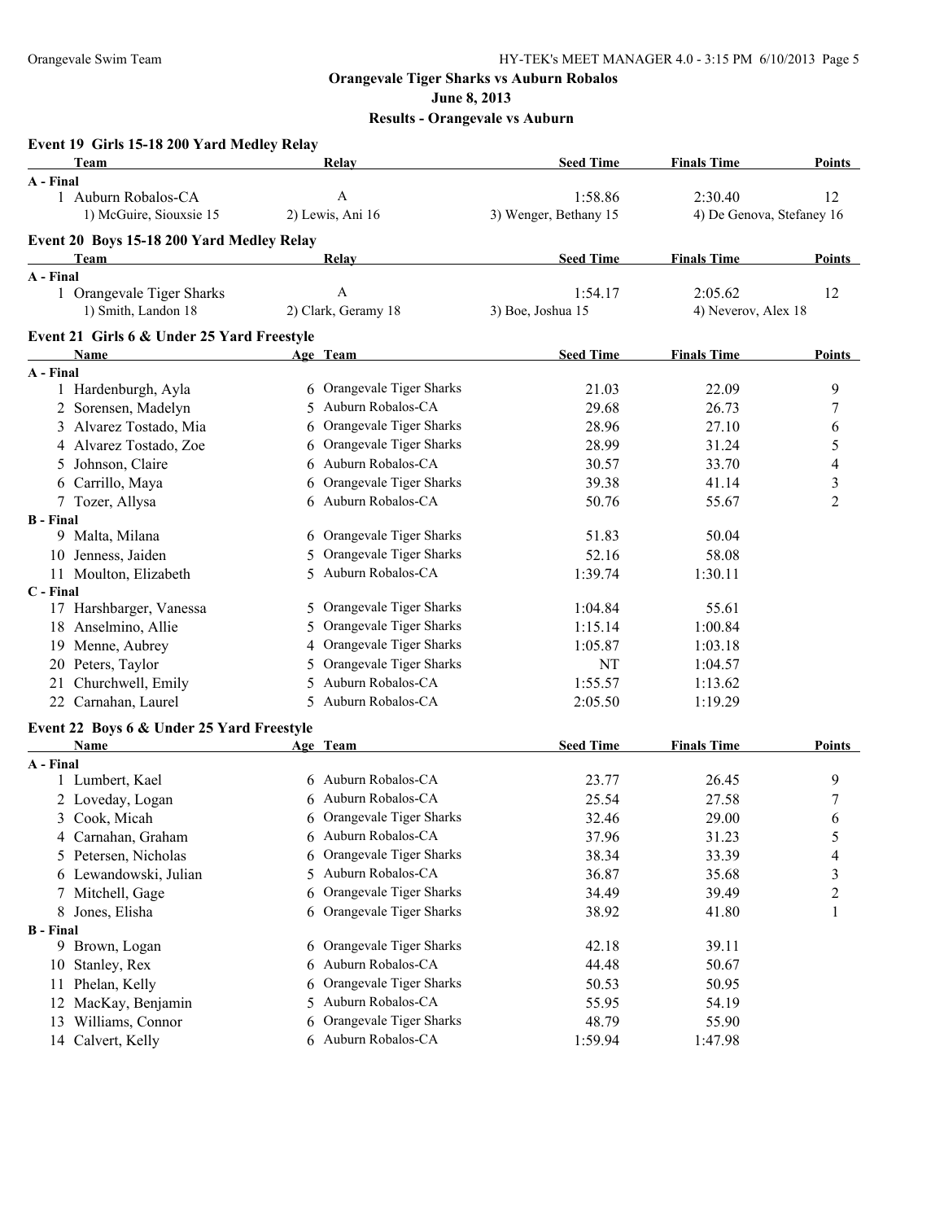**Orangevale Tiger Sharks vs Auburn Robalos**

**June 8, 2013**

**Results - Orangevale vs Auburn**

### Event 19 Girls 15-18 200 Yard Medley Relay

| Team | Relay | Seed Time | Finals Time | Points |
|---|---|---|---|---|
| **A - Final** | | | | |
| 1 Auburn Robalos-CA | A | 1:58.86 | 2:30.40 | 12 |
| 1) McGuire, Siouxsie 15 | 2) Lewis, Ani 16 | 3) Wenger, Bethany 15 | 4) De Genova, Stefaney 16 | |

### Event 20 Boys 15-18 200 Yard Medley Relay

| Team | Relay | Seed Time | Finals Time | Points |
|---|---|---|---|---|
| **A - Final** | | | | |
| 1 Orangevale Tiger Sharks | A | 1:54.17 | 2:05.62 | 12 |
| 1) Smith, Landon 18 | 2) Clark, Geramy 18 | 3) Boe, Joshua 15 | 4) Neverov, Alex 18 | |

### Event 21 Girls 6 & Under 25 Yard Freestyle

| Name | Age | Team | Seed Time | Finals Time | Points |
|---|---|---|---|---|---|
| **A - Final** | | | | | |
| 1 Hardenburgh, Ayla | 6 | Orangevale Tiger Sharks | 21.03 | 22.09 | 9 |
| 2 Sorensen, Madelyn | 5 | Auburn Robalos-CA | 29.68 | 26.73 | 7 |
| 3 Alvarez Tostado, Mia | 6 | Orangevale Tiger Sharks | 28.96 | 27.10 | 6 |
| 4 Alvarez Tostado, Zoe | 6 | Orangevale Tiger Sharks | 28.99 | 31.24 | 5 |
| 5 Johnson, Claire | 6 | Auburn Robalos-CA | 30.57 | 33.70 | 4 |
| 6 Carrillo, Maya | 6 | Orangevale Tiger Sharks | 39.38 | 41.14 | 3 |
| 7 Tozer, Allysa | 6 | Auburn Robalos-CA | 50.76 | 55.67 | 2 |
| **B - Final** | | | | | |
| 9 Malta, Milana | 6 | Orangevale Tiger Sharks | 51.83 | 50.04 | |
| 10 Jenness, Jaiden | 5 | Orangevale Tiger Sharks | 52.16 | 58.08 | |
| 11 Moulton, Elizabeth | 5 | Auburn Robalos-CA | 1:39.74 | 1:30.11 | |
| **C - Final** | | | | | |
| 17 Harshbarger, Vanessa | 5 | Orangevale Tiger Sharks | 1:04.84 | 55.61 | |
| 18 Anselmino, Allie | 5 | Orangevale Tiger Sharks | 1:15.14 | 1:00.84 | |
| 19 Menne, Aubrey | 4 | Orangevale Tiger Sharks | 1:05.87 | 1:03.18 | |
| 20 Peters, Taylor | 5 | Orangevale Tiger Sharks | NT | 1:04.57 | |
| 21 Churchwell, Emily | 5 | Auburn Robalos-CA | 1:55.57 | 1:13.62 | |
| 22 Carnahan, Laurel | 5 | Auburn Robalos-CA | 2:05.50 | 1:19.29 | |

### Event 22 Boys 6 & Under 25 Yard Freestyle

| Name | Age | Team | Seed Time | Finals Time | Points |
|---|---|---|---|---|---|
| **A - Final** | | | | | |
| 1 Lumbert, Kael | 6 | Auburn Robalos-CA | 23.77 | 26.45 | 9 |
| 2 Loveday, Logan | 6 | Auburn Robalos-CA | 25.54 | 27.58 | 7 |
| 3 Cook, Micah | 6 | Orangevale Tiger Sharks | 32.46 | 29.00 | 6 |
| 4 Carnahan, Graham | 6 | Auburn Robalos-CA | 37.96 | 31.23 | 5 |
| 5 Petersen, Nicholas | 6 | Orangevale Tiger Sharks | 38.34 | 33.39 | 4 |
| 6 Lewandowski, Julian | 5 | Auburn Robalos-CA | 36.87 | 35.68 | 3 |
| 7 Mitchell, Gage | 6 | Orangevale Tiger Sharks | 34.49 | 39.49 | 2 |
| 8 Jones, Elisha | 6 | Orangevale Tiger Sharks | 38.92 | 41.80 | 1 |
| **B - Final** | | | | | |
| 9 Brown, Logan | 6 | Orangevale Tiger Sharks | 42.18 | 39.11 | |
| 10 Stanley, Rex | 6 | Auburn Robalos-CA | 44.48 | 50.67 | |
| 11 Phelan, Kelly | 6 | Orangevale Tiger Sharks | 50.53 | 50.95 | |
| 12 MacKay, Benjamin | 5 | Auburn Robalos-CA | 55.95 | 54.19 | |
| 13 Williams, Connor | 6 | Orangevale Tiger Sharks | 48.79 | 55.90 | |
| 14 Calvert, Kelly | 6 | Auburn Robalos-CA | 1:59.94 | 1:47.98 | |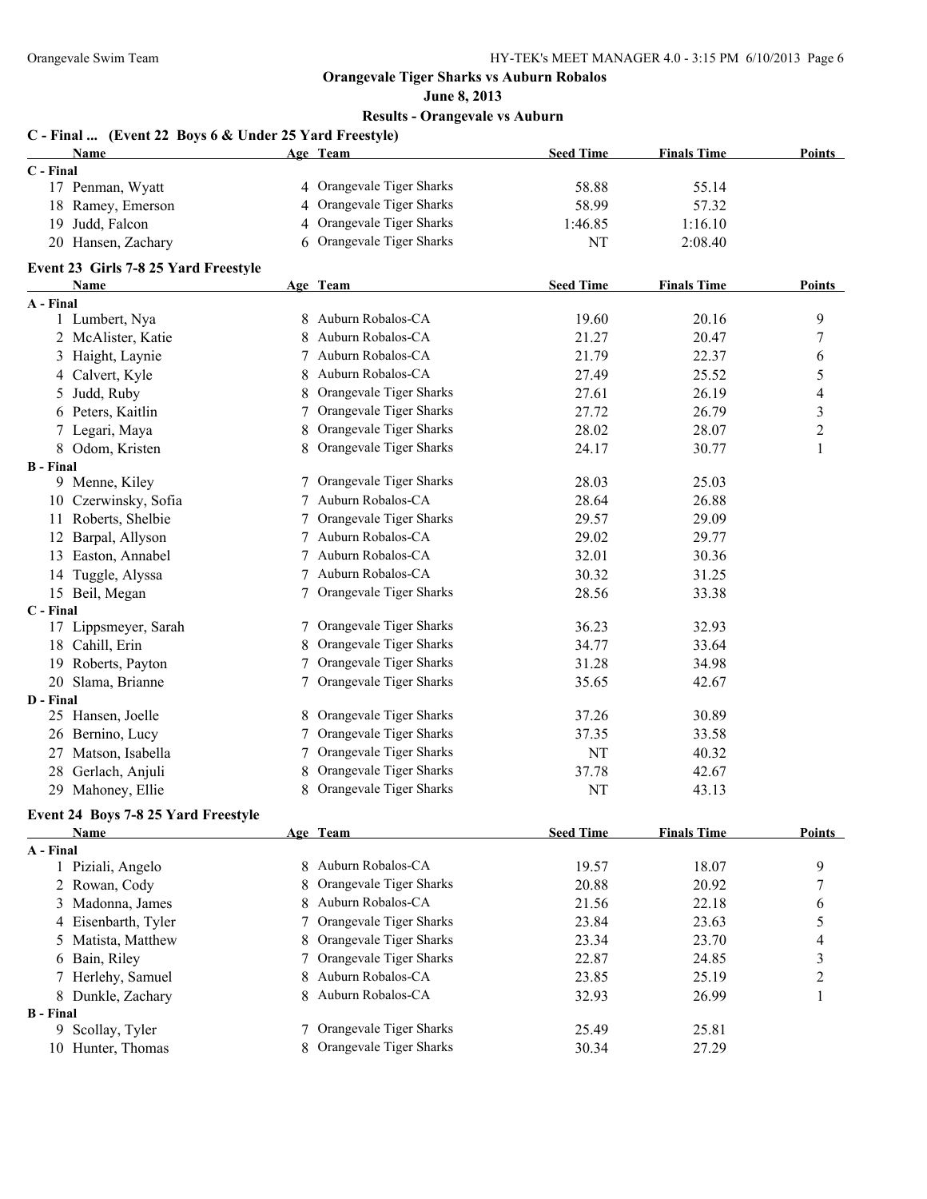## Orangevale Tiger Sharks vs Auburn Robalos

**June 8, 2013**

**Results - Orangevale vs Auburn**

### C - Final ... (Event 22 Boys 6 & Under 25 Yard Freestyle)

| Name | Age | Team | Seed Time | Finals Time | Points |
|---|---|---|---|---|---|
| **C - Final** | | | | | |
| 17 Penman, Wyatt | 4 | Orangevale Tiger Sharks | 58.88 | 55.14 | |
| 18 Ramey, Emerson | 4 | Orangevale Tiger Sharks | 58.99 | 57.32 | |
| 19 Judd, Falcon | 4 | Orangevale Tiger Sharks | 1:46.85 | 1:16.10 | |
| 20 Hansen, Zachary | 6 | Orangevale Tiger Sharks | NT | 2:08.40 | |

### Event 23 Girls 7-8 25 Yard Freestyle

| Name | Age | Team | Seed Time | Finals Time | Points |
|---|---|---|---|---|---|
| **A - Final** | | | | | |
| 1 Lumbert, Nya | 8 | Auburn Robalos-CA | 19.60 | 20.16 | 9 |
| 2 McAlister, Katie | 8 | Auburn Robalos-CA | 21.27 | 20.47 | 7 |
| 3 Haight, Laynie | 7 | Auburn Robalos-CA | 21.79 | 22.37 | 6 |
| 4 Calvert, Kyle | 8 | Auburn Robalos-CA | 27.49 | 25.52 | 5 |
| 5 Judd, Ruby | 8 | Orangevale Tiger Sharks | 27.61 | 26.19 | 4 |
| 6 Peters, Kaitlin | 7 | Orangevale Tiger Sharks | 27.72 | 26.79 | 3 |
| 7 Legari, Maya | 8 | Orangevale Tiger Sharks | 28.02 | 28.07 | 2 |
| 8 Odom, Kristen | 8 | Orangevale Tiger Sharks | 24.17 | 30.77 | 1 |
| **B - Final** | | | | | |
| 9 Menne, Kiley | 7 | Orangevale Tiger Sharks | 28.03 | 25.03 | |
| 10 Czerwinsky, Sofia | 7 | Auburn Robalos-CA | 28.64 | 26.88 | |
| 11 Roberts, Shelbie | 7 | Orangevale Tiger Sharks | 29.57 | 29.09 | |
| 12 Barpal, Allyson | 7 | Auburn Robalos-CA | 29.02 | 29.77 | |
| 13 Easton, Annabel | 7 | Auburn Robalos-CA | 32.01 | 30.36 | |
| 14 Tuggle, Alyssa | 7 | Auburn Robalos-CA | 30.32 | 31.25 | |
| 15 Beil, Megan | 7 | Orangevale Tiger Sharks | 28.56 | 33.38 | |
| **C - Final** | | | | | |
| 17 Lippsmeyer, Sarah | 7 | Orangevale Tiger Sharks | 36.23 | 32.93 | |
| 18 Cahill, Erin | 8 | Orangevale Tiger Sharks | 34.77 | 33.64 | |
| 19 Roberts, Payton | 7 | Orangevale Tiger Sharks | 31.28 | 34.98 | |
| 20 Slama, Brianne | 7 | Orangevale Tiger Sharks | 35.65 | 42.67 | |
| **D - Final** | | | | | |
| 25 Hansen, Joelle | 8 | Orangevale Tiger Sharks | 37.26 | 30.89 | |
| 26 Bernino, Lucy | 7 | Orangevale Tiger Sharks | 37.35 | 33.58 | |
| 27 Matson, Isabella | 7 | Orangevale Tiger Sharks | NT | 40.32 | |
| 28 Gerlach, Anjuli | 8 | Orangevale Tiger Sharks | 37.78 | 42.67 | |
| 29 Mahoney, Ellie | 8 | Orangevale Tiger Sharks | NT | 43.13 | |

### Event 24 Boys 7-8 25 Yard Freestyle

| Name | Age | Team | Seed Time | Finals Time | Points |
|---|---|---|---|---|---|
| **A - Final** | | | | | |
| 1 Piziali, Angelo | 8 | Auburn Robalos-CA | 19.57 | 18.07 | 9 |
| 2 Rowan, Cody | 8 | Orangevale Tiger Sharks | 20.88 | 20.92 | 7 |
| 3 Madonna, James | 8 | Auburn Robalos-CA | 21.56 | 22.18 | 6 |
| 4 Eisenbarth, Tyler | 7 | Orangevale Tiger Sharks | 23.84 | 23.63 | 5 |
| 5 Matista, Matthew | 8 | Orangevale Tiger Sharks | 23.34 | 23.70 | 4 |
| 6 Bain, Riley | 7 | Orangevale Tiger Sharks | 22.87 | 24.85 | 3 |
| 7 Herlehy, Samuel | 8 | Auburn Robalos-CA | 23.85 | 25.19 | 2 |
| 8 Dunkle, Zachary | 8 | Auburn Robalos-CA | 32.93 | 26.99 | 1 |
| **B - Final** | | | | | |
| 9 Scollay, Tyler | 7 | Orangevale Tiger Sharks | 25.49 | 25.81 | |
| 10 Hunter, Thomas | 8 | Orangevale Tiger Sharks | 30.34 | 27.29 | |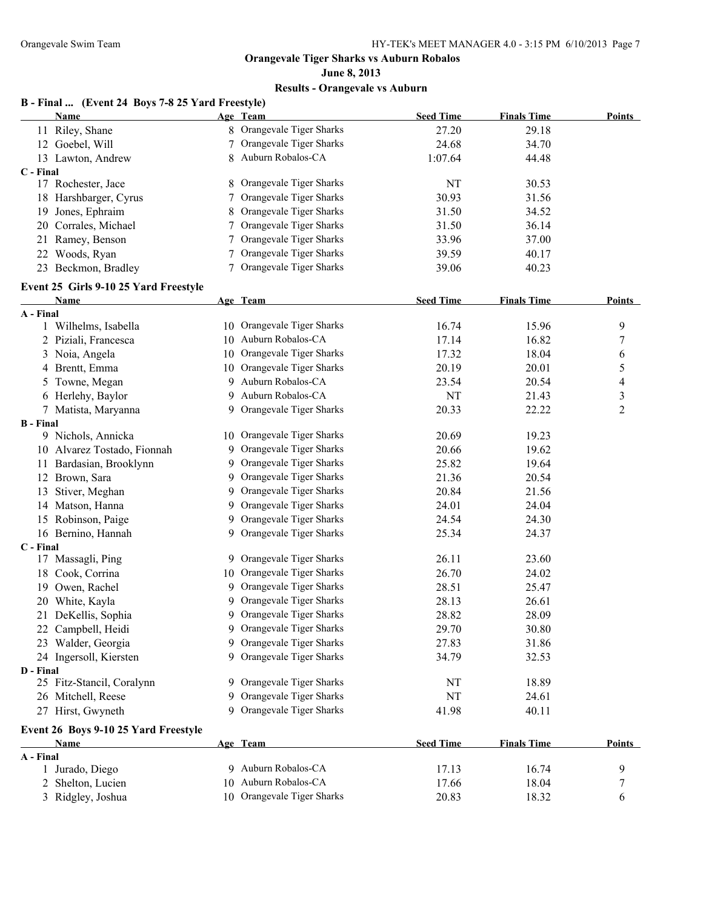**Orangevale Tiger Sharks vs Auburn Robalos**

**June 8, 2013**

**Results - Orangevale vs Auburn**

### B - Final ... (Event 24 Boys 7-8 25 Yard Freestyle)

| | Name | Age | Team | Seed Time | Finals Time | Points |
|---|---|---|---|---|---|---|
| 11 | Riley, Shane | 8 | Orangevale Tiger Sharks | 27.20 | 29.18 | |
| 12 | Goebel, Will | 7 | Orangevale Tiger Sharks | 24.68 | 34.70 | |
| 13 | Lawton, Andrew | 8 | Auburn Robalos-CA | 1:07.64 | 44.48 | |
| **C - Final** | | | | | | |
| 17 | Rochester, Jace | 8 | Orangevale Tiger Sharks | NT | 30.53 | |
| 18 | Harshbarger, Cyrus | 7 | Orangevale Tiger Sharks | 30.93 | 31.56 | |
| 19 | Jones, Ephraim | 8 | Orangevale Tiger Sharks | 31.50 | 34.52 | |
| 20 | Corrales, Michael | 7 | Orangevale Tiger Sharks | 31.50 | 36.14 | |
| 21 | Ramey, Benson | 7 | Orangevale Tiger Sharks | 33.96 | 37.00 | |
| 22 | Woods, Ryan | 7 | Orangevale Tiger Sharks | 39.59 | 40.17 | |
| 23 | Beckmon, Bradley | 7 | Orangevale Tiger Sharks | 39.06 | 40.23 | |

### Event 25 Girls 9-10 25 Yard Freestyle

| | Name | Age | Team | Seed Time | Finals Time | Points |
|---|---|---|---|---|---|---|
| **A - Final** | | | | | | |
| 1 | Wilhelms, Isabella | 10 | Orangevale Tiger Sharks | 16.74 | 15.96 | 9 |
| 2 | Piziali, Francesca | 10 | Auburn Robalos-CA | 17.14 | 16.82 | 7 |
| 3 | Noia, Angela | 10 | Orangevale Tiger Sharks | 17.32 | 18.04 | 6 |
| 4 | Brentt, Emma | 10 | Orangevale Tiger Sharks | 20.19 | 20.01 | 5 |
| 5 | Towne, Megan | 9 | Auburn Robalos-CA | 23.54 | 20.54 | 4 |
| 6 | Herlehy, Baylor | 9 | Auburn Robalos-CA | NT | 21.43 | 3 |
| 7 | Matista, Maryanna | 9 | Orangevale Tiger Sharks | 20.33 | 22.22 | 2 |
| **B - Final** | | | | | | |
| 9 | Nichols, Annicka | 10 | Orangevale Tiger Sharks | 20.69 | 19.23 | |
| 10 | Alvarez Tostado, Fionnah | 9 | Orangevale Tiger Sharks | 20.66 | 19.62 | |
| 11 | Bardasian, Brooklynn | 9 | Orangevale Tiger Sharks | 25.82 | 19.64 | |
| 12 | Brown, Sara | 9 | Orangevale Tiger Sharks | 21.36 | 20.54 | |
| 13 | Stiver, Meghan | 9 | Orangevale Tiger Sharks | 20.84 | 21.56 | |
| 14 | Matson, Hanna | 9 | Orangevale Tiger Sharks | 24.01 | 24.04 | |
| 15 | Robinson, Paige | 9 | Orangevale Tiger Sharks | 24.54 | 24.30 | |
| 16 | Bernino, Hannah | 9 | Orangevale Tiger Sharks | 25.34 | 24.37 | |
| **C - Final** | | | | | | |
| 17 | Massagli, Ping | 9 | Orangevale Tiger Sharks | 26.11 | 23.60 | |
| 18 | Cook, Corrina | 10 | Orangevale Tiger Sharks | 26.70 | 24.02 | |
| 19 | Owen, Rachel | 9 | Orangevale Tiger Sharks | 28.51 | 25.47 | |
| 20 | White, Kayla | 9 | Orangevale Tiger Sharks | 28.13 | 26.61 | |
| 21 | DeKellis, Sophia | 9 | Orangevale Tiger Sharks | 28.82 | 28.09 | |
| 22 | Campbell, Heidi | 9 | Orangevale Tiger Sharks | 29.70 | 30.80 | |
| 23 | Walder, Georgia | 9 | Orangevale Tiger Sharks | 27.83 | 31.86 | |
| 24 | Ingersoll, Kiersten | 9 | Orangevale Tiger Sharks | 34.79 | 32.53 | |
| **D - Final** | | | | | | |
| 25 | Fitz-Stancil, Coralynn | 9 | Orangevale Tiger Sharks | NT | 18.89 | |
| 26 | Mitchell, Reese | 9 | Orangevale Tiger Sharks | NT | 24.61 | |
| 27 | Hirst, Gwyneth | 9 | Orangevale Tiger Sharks | 41.98 | 40.11 | |

### Event 26 Boys 9-10 25 Yard Freestyle

| | Name | Age | Team | Seed Time | Finals Time | Points |
|---|---|---|---|---|---|---|
| **A - Final** | | | | | | |
| 1 | Jurado, Diego | 9 | Auburn Robalos-CA | 17.13 | 16.74 | 9 |
| 2 | Shelton, Lucien | 10 | Auburn Robalos-CA | 17.66 | 18.04 | 7 |
| 3 | Ridgley, Joshua | 10 | Orangevale Tiger Sharks | 20.83 | 18.32 | 6 |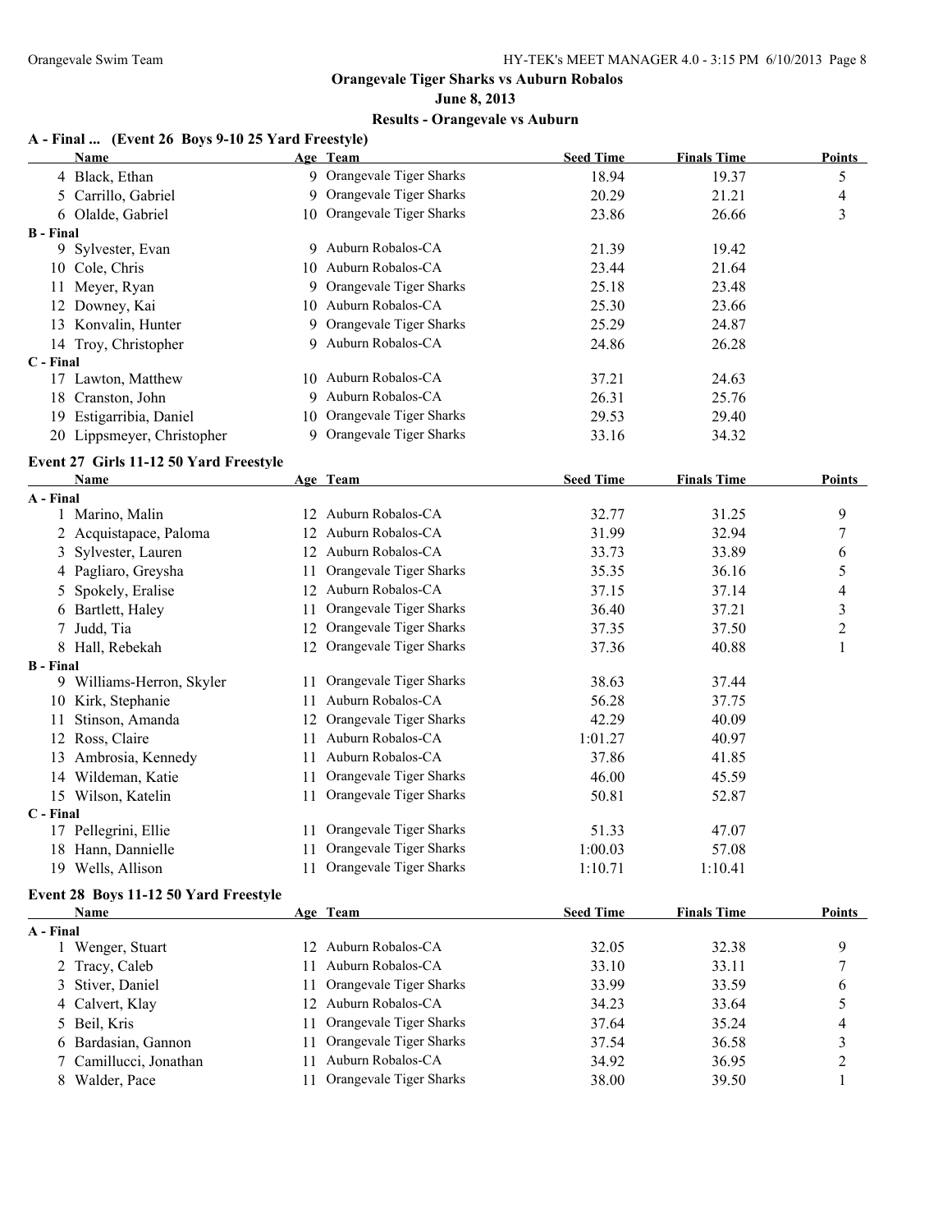**Orangevale Tiger Sharks vs Auburn Robalos**

**June 8, 2013**

**Results - Orangevale vs Auburn**

**A - Final ... (Event 26 Boys 9-10 25 Yard Freestyle)**

| | Name | Age | Team | Seed Time | Finals Time | Points |
|---|---|---|---|---|---|---|
| 4 | Black, Ethan | 9 | Orangevale Tiger Sharks | 18.94 | 19.37 | 5 |
| 5 | Carrillo, Gabriel | 9 | Orangevale Tiger Sharks | 20.29 | 21.21 | 4 |
| 6 | Olalde, Gabriel | 10 | Orangevale Tiger Sharks | 23.86 | 26.66 | 3 |
| **B - Final** | | | | | | |
| 9 | Sylvester, Evan | 9 | Auburn Robalos-CA | 21.39 | 19.42 | |
| 10 | Cole, Chris | 10 | Auburn Robalos-CA | 23.44 | 21.64 | |
| 11 | Meyer, Ryan | 9 | Orangevale Tiger Sharks | 25.18 | 23.48 | |
| 12 | Downey, Kai | 10 | Auburn Robalos-CA | 25.30 | 23.66 | |
| 13 | Konvalin, Hunter | 9 | Orangevale Tiger Sharks | 25.29 | 24.87 | |
| 14 | Troy, Christopher | 9 | Auburn Robalos-CA | 24.86 | 26.28 | |
| **C - Final** | | | | | | |
| 17 | Lawton, Matthew | 10 | Auburn Robalos-CA | 37.21 | 24.63 | |
| 18 | Cranston, John | 9 | Auburn Robalos-CA | 26.31 | 25.76 | |
| 19 | Estigarribia, Daniel | 10 | Orangevale Tiger Sharks | 29.53 | 29.40 | |
| 20 | Lippsmeyer, Christopher | 9 | Orangevale Tiger Sharks | 33.16 | 34.32 | |

**Event 27 Girls 11-12 50 Yard Freestyle**

| | Name | Age | Team | Seed Time | Finals Time | Points |
|---|---|---|---|---|---|---|
| **A - Final** | | | | | | |
| 1 | Marino, Malin | 12 | Auburn Robalos-CA | 32.77 | 31.25 | 9 |
| 2 | Acquistapace, Paloma | 12 | Auburn Robalos-CA | 31.99 | 32.94 | 7 |
| 3 | Sylvester, Lauren | 12 | Auburn Robalos-CA | 33.73 | 33.89 | 6 |
| 4 | Pagliaro, Greysha | 11 | Orangevale Tiger Sharks | 35.35 | 36.16 | 5 |
| 5 | Spokely, Eralise | 12 | Auburn Robalos-CA | 37.15 | 37.14 | 4 |
| 6 | Bartlett, Haley | 11 | Orangevale Tiger Sharks | 36.40 | 37.21 | 3 |
| 7 | Judd, Tia | 12 | Orangevale Tiger Sharks | 37.35 | 37.50 | 2 |
| 8 | Hall, Rebekah | 12 | Orangevale Tiger Sharks | 37.36 | 40.88 | 1 |
| **B - Final** | | | | | | |
| 9 | Williams-Herron, Skyler | 11 | Orangevale Tiger Sharks | 38.63 | 37.44 | |
| 10 | Kirk, Stephanie | 11 | Auburn Robalos-CA | 56.28 | 37.75 | |
| 11 | Stinson, Amanda | 12 | Orangevale Tiger Sharks | 42.29 | 40.09 | |
| 12 | Ross, Claire | 11 | Auburn Robalos-CA | 1:01.27 | 40.97 | |
| 13 | Ambrosia, Kennedy | 11 | Auburn Robalos-CA | 37.86 | 41.85 | |
| 14 | Wildeman, Katie | 11 | Orangevale Tiger Sharks | 46.00 | 45.59 | |
| 15 | Wilson, Katelin | 11 | Orangevale Tiger Sharks | 50.81 | 52.87 | |
| **C - Final** | | | | | | |
| 17 | Pellegrini, Ellie | 11 | Orangevale Tiger Sharks | 51.33 | 47.07 | |
| 18 | Hann, Dannielle | 11 | Orangevale Tiger Sharks | 1:00.03 | 57.08 | |
| 19 | Wells, Allison | 11 | Orangevale Tiger Sharks | 1:10.71 | 1:10.41 | |

**Event 28 Boys 11-12 50 Yard Freestyle**

| | Name | Age | Team | Seed Time | Finals Time | Points |
|---|---|---|---|---|---|---|
| **A - Final** | | | | | | |
| 1 | Wenger, Stuart | 12 | Auburn Robalos-CA | 32.05 | 32.38 | 9 |
| 2 | Tracy, Caleb | 11 | Auburn Robalos-CA | 33.10 | 33.11 | 7 |
| 3 | Stiver, Daniel | 11 | Orangevale Tiger Sharks | 33.99 | 33.59 | 6 |
| 4 | Calvert, Klay | 12 | Auburn Robalos-CA | 34.23 | 33.64 | 5 |
| 5 | Beil, Kris | 11 | Orangevale Tiger Sharks | 37.64 | 35.24 | 4 |
| 6 | Bardasian, Gannon | 11 | Orangevale Tiger Sharks | 37.54 | 36.58 | 3 |
| 7 | Camillucci, Jonathan | 11 | Auburn Robalos-CA | 34.92 | 36.95 | 2 |
| 8 | Walder, Pace | 11 | Orangevale Tiger Sharks | 38.00 | 39.50 | 1 |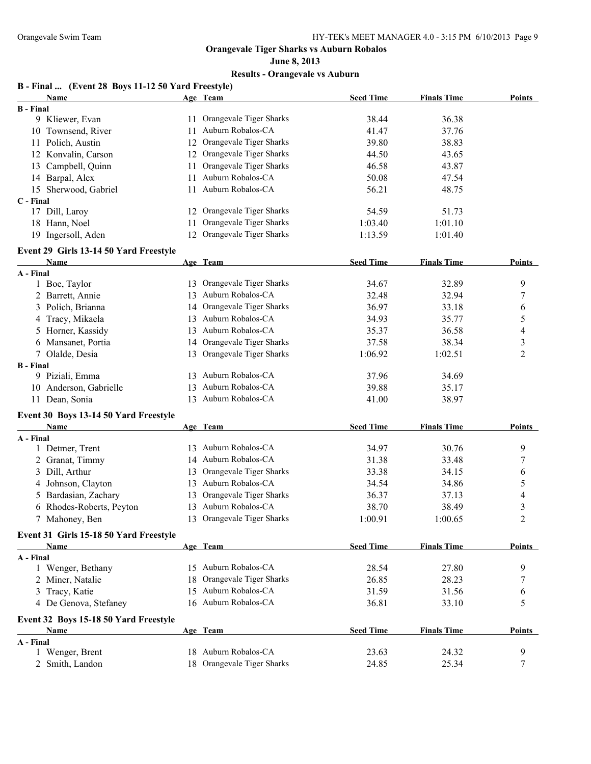**Orangevale Tiger Sharks vs Auburn Robalos**

**June 8, 2013**

**Results - Orangevale vs Auburn**

### B - Final ... (Event 28 Boys 11-12 50 Yard Freestyle)

| Name | Age | Team | Seed Time | Finals Time | Points |
|---|---|---|---|---|---|
| **B - Final** | | | | | |
| 9 Kliewer, Evan | 11 | Orangevale Tiger Sharks | 38.44 | 36.38 | |
| 10 Townsend, River | 11 | Auburn Robalos-CA | 41.47 | 37.76 | |
| 11 Polich, Austin | 12 | Orangevale Tiger Sharks | 39.80 | 38.83 | |
| 12 Konvalin, Carson | 12 | Orangevale Tiger Sharks | 44.50 | 43.65 | |
| 13 Campbell, Quinn | 11 | Orangevale Tiger Sharks | 46.58 | 43.87 | |
| 14 Barpal, Alex | 11 | Auburn Robalos-CA | 50.08 | 47.54 | |
| 15 Sherwood, Gabriel | 11 | Auburn Robalos-CA | 56.21 | 48.75 | |
| **C - Final** | | | | | |
| 17 Dill, Laroy | 12 | Orangevale Tiger Sharks | 54.59 | 51.73 | |
| 18 Hann, Noel | 11 | Orangevale Tiger Sharks | 1:03.40 | 1:01.10 | |
| 19 Ingersoll, Aden | 12 | Orangevale Tiger Sharks | 1:13.59 | 1:01.40 | |

### Event 29 Girls 13-14 50 Yard Freestyle

| Name | Age | Team | Seed Time | Finals Time | Points |
|---|---|---|---|---|---|
| **A - Final** | | | | | |
| 1 Boe, Taylor | 13 | Orangevale Tiger Sharks | 34.67 | 32.89 | 9 |
| 2 Barrett, Annie | 13 | Auburn Robalos-CA | 32.48 | 32.94 | 7 |
| 3 Polich, Brianna | 14 | Orangevale Tiger Sharks | 36.97 | 33.18 | 6 |
| 4 Tracy, Mikaela | 13 | Auburn Robalos-CA | 34.93 | 35.77 | 5 |
| 5 Horner, Kassidy | 13 | Auburn Robalos-CA | 35.37 | 36.58 | 4 |
| 6 Mansanet, Portia | 14 | Orangevale Tiger Sharks | 37.58 | 38.34 | 3 |
| 7 Olalde, Desia | 13 | Orangevale Tiger Sharks | 1:06.92 | 1:02.51 | 2 |
| **B - Final** | | | | | |
| 9 Piziali, Emma | 13 | Auburn Robalos-CA | 37.96 | 34.69 | |
| 10 Anderson, Gabrielle | 13 | Auburn Robalos-CA | 39.88 | 35.17 | |
| 11 Dean, Sonia | 13 | Auburn Robalos-CA | 41.00 | 38.97 | |

### Event 30 Boys 13-14 50 Yard Freestyle

| Name | Age | Team | Seed Time | Finals Time | Points |
|---|---|---|---|---|---|
| **A - Final** | | | | | |
| 1 Detmer, Trent | 13 | Auburn Robalos-CA | 34.97 | 30.76 | 9 |
| 2 Granat, Timmy | 14 | Auburn Robalos-CA | 31.38 | 33.48 | 7 |
| 3 Dill, Arthur | 13 | Orangevale Tiger Sharks | 33.38 | 34.15 | 6 |
| 4 Johnson, Clayton | 13 | Auburn Robalos-CA | 34.54 | 34.86 | 5 |
| 5 Bardasian, Zachary | 13 | Orangevale Tiger Sharks | 36.37 | 37.13 | 4 |
| 6 Rhodes-Roberts, Peyton | 13 | Auburn Robalos-CA | 38.70 | 38.49 | 3 |
| 7 Mahoney, Ben | 13 | Orangevale Tiger Sharks | 1:00.91 | 1:00.65 | 2 |

### Event 31 Girls 15-18 50 Yard Freestyle

| Name | Age | Team | Seed Time | Finals Time | Points |
|---|---|---|---|---|---|
| **A - Final** | | | | | |
| 1 Wenger, Bethany | 15 | Auburn Robalos-CA | 28.54 | 27.80 | 9 |
| 2 Miner, Natalie | 18 | Orangevale Tiger Sharks | 26.85 | 28.23 | 7 |
| 3 Tracy, Katie | 15 | Auburn Robalos-CA | 31.59 | 31.56 | 6 |
| 4 De Genova, Stefaney | 16 | Auburn Robalos-CA | 36.81 | 33.10 | 5 |

### Event 32 Boys 15-18 50 Yard Freestyle

| Name | Age | Team | Seed Time | Finals Time | Points |
|---|---|---|---|---|---|
| **A - Final** | | | | | |
| 1 Wenger, Brent | 18 | Auburn Robalos-CA | 23.63 | 24.32 | 9 |
| 2 Smith, Landon | 18 | Orangevale Tiger Sharks | 24.85 | 25.34 | 7 |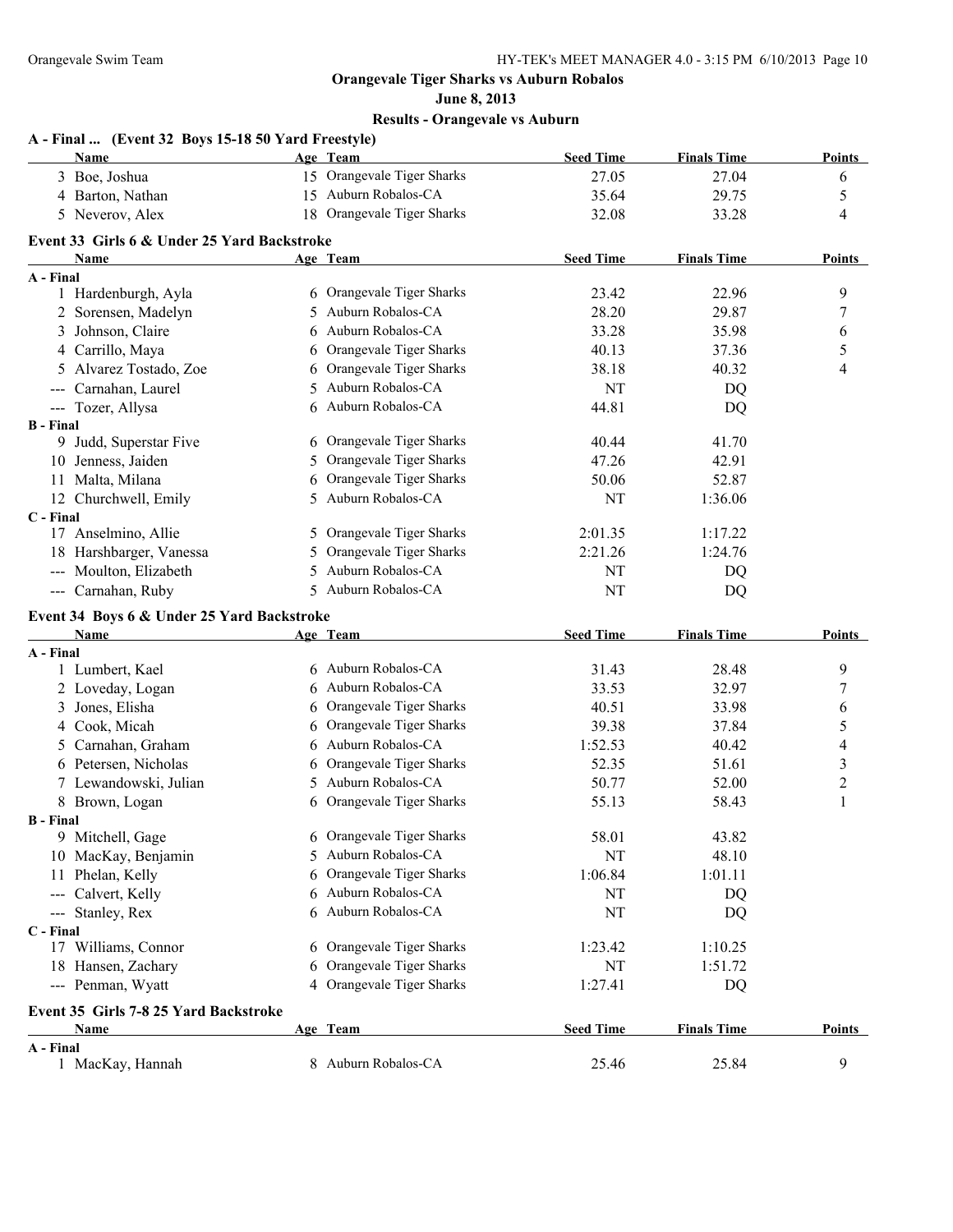**Orangevale Tiger Sharks vs Auburn Robalos**

**June 8, 2013**

**Results - Orangevale vs Auburn**

**A - Final ... (Event 32 Boys 15-18 50 Yard Freestyle)**

| | Name | Age | Team | Seed Time | Finals Time | Points |
|---|---|---|---|---|---|---|
| 3 | Boe, Joshua | 15 | Orangevale Tiger Sharks | 27.05 | 27.04 | 6 |
| 4 | Barton, Nathan | 15 | Auburn Robalos-CA | 35.64 | 29.75 | 5 |
| 5 | Neverov, Alex | 18 | Orangevale Tiger Sharks | 32.08 | 33.28 | 4 |

**Event 33 Girls 6 & Under 25 Yard Backstroke**

| | Name | Age | Team | Seed Time | Finals Time | Points |
|---|---|---|---|---|---|---|
| **A - Final** | | | | | | |
| 1 | Hardenburgh, Ayla | 6 | Orangevale Tiger Sharks | 23.42 | 22.96 | 9 |
| 2 | Sorensen, Madelyn | 5 | Auburn Robalos-CA | 28.20 | 29.87 | 7 |
| 3 | Johnson, Claire | 6 | Auburn Robalos-CA | 33.28 | 35.98 | 6 |
| 4 | Carrillo, Maya | 6 | Orangevale Tiger Sharks | 40.13 | 37.36 | 5 |
| 5 | Alvarez Tostado, Zoe | 6 | Orangevale Tiger Sharks | 38.18 | 40.32 | 4 |
| --- | Carnahan, Laurel | 5 | Auburn Robalos-CA | NT | DQ | |
| --- | Tozer, Allysa | 6 | Auburn Robalos-CA | 44.81 | DQ | |
| **B - Final** | | | | | | |
| 9 | Judd, Superstar Five | 6 | Orangevale Tiger Sharks | 40.44 | 41.70 | |
| 10 | Jenness, Jaiden | 5 | Orangevale Tiger Sharks | 47.26 | 42.91 | |
| 11 | Malta, Milana | 6 | Orangevale Tiger Sharks | 50.06 | 52.87 | |
| 12 | Churchwell, Emily | 5 | Auburn Robalos-CA | NT | 1:36.06 | |
| **C - Final** | | | | | | |
| 17 | Anselmino, Allie | 5 | Orangevale Tiger Sharks | 2:01.35 | 1:17.22 | |
| 18 | Harshbarger, Vanessa | 5 | Orangevale Tiger Sharks | 2:21.26 | 1:24.76 | |
| --- | Moulton, Elizabeth | 5 | Auburn Robalos-CA | NT | DQ | |
| --- | Carnahan, Ruby | 5 | Auburn Robalos-CA | NT | DQ | |

**Event 34 Boys 6 & Under 25 Yard Backstroke**

| | Name | Age | Team | Seed Time | Finals Time | Points |
|---|---|---|---|---|---|---|
| **A - Final** | | | | | | |
| 1 | Lumbert, Kael | 6 | Auburn Robalos-CA | 31.43 | 28.48 | 9 |
| 2 | Loveday, Logan | 6 | Auburn Robalos-CA | 33.53 | 32.97 | 7 |
| 3 | Jones, Elisha | 6 | Orangevale Tiger Sharks | 40.51 | 33.98 | 6 |
| 4 | Cook, Micah | 6 | Orangevale Tiger Sharks | 39.38 | 37.84 | 5 |
| 5 | Carnahan, Graham | 6 | Auburn Robalos-CA | 1:52.53 | 40.42 | 4 |
| 6 | Petersen, Nicholas | 6 | Orangevale Tiger Sharks | 52.35 | 51.61 | 3 |
| 7 | Lewandowski, Julian | 5 | Auburn Robalos-CA | 50.77 | 52.00 | 2 |
| 8 | Brown, Logan | 6 | Orangevale Tiger Sharks | 55.13 | 58.43 | 1 |
| **B - Final** | | | | | | |
| 9 | Mitchell, Gage | 6 | Orangevale Tiger Sharks | 58.01 | 43.82 | |
| 10 | MacKay, Benjamin | 5 | Auburn Robalos-CA | NT | 48.10 | |
| 11 | Phelan, Kelly | 6 | Orangevale Tiger Sharks | 1:06.84 | 1:01.11 | |
| --- | Calvert, Kelly | 6 | Auburn Robalos-CA | NT | DQ | |
| --- | Stanley, Rex | 6 | Auburn Robalos-CA | NT | DQ | |
| **C - Final** | | | | | | |
| 17 | Williams, Connor | 6 | Orangevale Tiger Sharks | 1:23.42 | 1:10.25 | |
| 18 | Hansen, Zachary | 6 | Orangevale Tiger Sharks | NT | 1:51.72 | |
| --- | Penman, Wyatt | 4 | Orangevale Tiger Sharks | 1:27.41 | DQ | |

**Event 35 Girls 7-8 25 Yard Backstroke**

| | Name | Age | Team | Seed Time | Finals Time | Points |
|---|---|---|---|---|---|---|
| **A - Final** | | | | | | |
| 1 | MacKay, Hannah | 8 | Auburn Robalos-CA | 25.46 | 25.84 | 9 |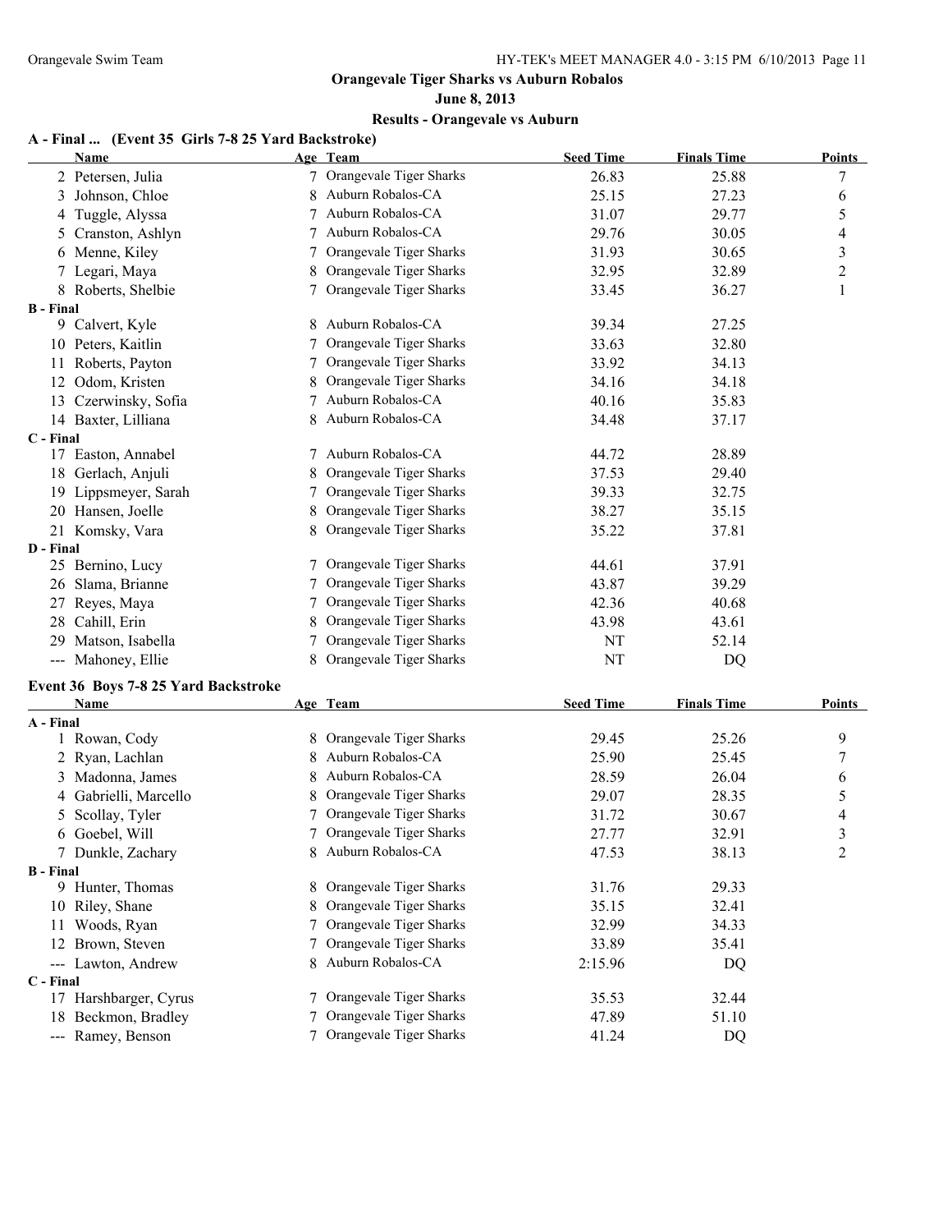**Orangevale Tiger Sharks vs Auburn Robalos**

**June 8, 2013**

**Results - Orangevale vs Auburn**

### A - Final ... (Event 35 Girls 7-8 25 Yard Backstroke)

| Name | Age | Team | Seed Time | Finals Time | Points |
|---|---|---|---|---|---|
| 2 Petersen, Julia | 7 | Orangevale Tiger Sharks | 26.83 | 25.88 | 7 |
| 3 Johnson, Chloe | 8 | Auburn Robalos-CA | 25.15 | 27.23 | 6 |
| 4 Tuggle, Alyssa | 7 | Auburn Robalos-CA | 31.07 | 29.77 | 5 |
| 5 Cranston, Ashlyn | 7 | Auburn Robalos-CA | 29.76 | 30.05 | 4 |
| 6 Menne, Kiley | 7 | Orangevale Tiger Sharks | 31.93 | 30.65 | 3 |
| 7 Legari, Maya | 8 | Orangevale Tiger Sharks | 32.95 | 32.89 | 2 |
| 8 Roberts, Shelbie | 7 | Orangevale Tiger Sharks | 33.45 | 36.27 | 1 |
| **B - Final** | | | | | |
| 9 Calvert, Kyle | 8 | Auburn Robalos-CA | 39.34 | 27.25 | |
| 10 Peters, Kaitlin | 7 | Orangevale Tiger Sharks | 33.63 | 32.80 | |
| 11 Roberts, Payton | 7 | Orangevale Tiger Sharks | 33.92 | 34.13 | |
| 12 Odom, Kristen | 8 | Orangevale Tiger Sharks | 34.16 | 34.18 | |
| 13 Czerwinsky, Sofia | 7 | Auburn Robalos-CA | 40.16 | 35.83 | |
| 14 Baxter, Lilliana | 8 | Auburn Robalos-CA | 34.48 | 37.17 | |
| **C - Final** | | | | | |
| 17 Easton, Annabel | 7 | Auburn Robalos-CA | 44.72 | 28.89 | |
| 18 Gerlach, Anjuli | 8 | Orangevale Tiger Sharks | 37.53 | 29.40 | |
| 19 Lippsmeyer, Sarah | 7 | Orangevale Tiger Sharks | 39.33 | 32.75 | |
| 20 Hansen, Joelle | 8 | Orangevale Tiger Sharks | 38.27 | 35.15 | |
| 21 Komsky, Vara | 8 | Orangevale Tiger Sharks | 35.22 | 37.81 | |
| **D - Final** | | | | | |
| 25 Bernino, Lucy | 7 | Orangevale Tiger Sharks | 44.61 | 37.91 | |
| 26 Slama, Brianne | 7 | Orangevale Tiger Sharks | 43.87 | 39.29 | |
| 27 Reyes, Maya | 7 | Orangevale Tiger Sharks | 42.36 | 40.68 | |
| 28 Cahill, Erin | 8 | Orangevale Tiger Sharks | 43.98 | 43.61 | |
| 29 Matson, Isabella | 7 | Orangevale Tiger Sharks | NT | 52.14 | |
| --- Mahoney, Ellie | 8 | Orangevale Tiger Sharks | NT | DQ | |

### Event 36 Boys 7-8 25 Yard Backstroke

| Name | Age | Team | Seed Time | Finals Time | Points |
|---|---|---|---|---|---|
| **A - Final** | | | | | |
| 1 Rowan, Cody | 8 | Orangevale Tiger Sharks | 29.45 | 25.26 | 9 |
| 2 Ryan, Lachlan | 8 | Auburn Robalos-CA | 25.90 | 25.45 | 7 |
| 3 Madonna, James | 8 | Auburn Robalos-CA | 28.59 | 26.04 | 6 |
| 4 Gabrielli, Marcello | 8 | Orangevale Tiger Sharks | 29.07 | 28.35 | 5 |
| 5 Scollay, Tyler | 7 | Orangevale Tiger Sharks | 31.72 | 30.67 | 4 |
| 6 Goebel, Will | 7 | Orangevale Tiger Sharks | 27.77 | 32.91 | 3 |
| 7 Dunkle, Zachary | 8 | Auburn Robalos-CA | 47.53 | 38.13 | 2 |
| **B - Final** | | | | | |
| 9 Hunter, Thomas | 8 | Orangevale Tiger Sharks | 31.76 | 29.33 | |
| 10 Riley, Shane | 8 | Orangevale Tiger Sharks | 35.15 | 32.41 | |
| 11 Woods, Ryan | 7 | Orangevale Tiger Sharks | 32.99 | 34.33 | |
| 12 Brown, Steven | 7 | Orangevale Tiger Sharks | 33.89 | 35.41 | |
| --- Lawton, Andrew | 8 | Auburn Robalos-CA | 2:15.96 | DQ | |
| **C - Final** | | | | | |
| 17 Harshbarger, Cyrus | 7 | Orangevale Tiger Sharks | 35.53 | 32.44 | |
| 18 Beckmon, Bradley | 7 | Orangevale Tiger Sharks | 47.89 | 51.10 | |
| --- Ramey, Benson | 7 | Orangevale Tiger Sharks | 41.24 | DQ | |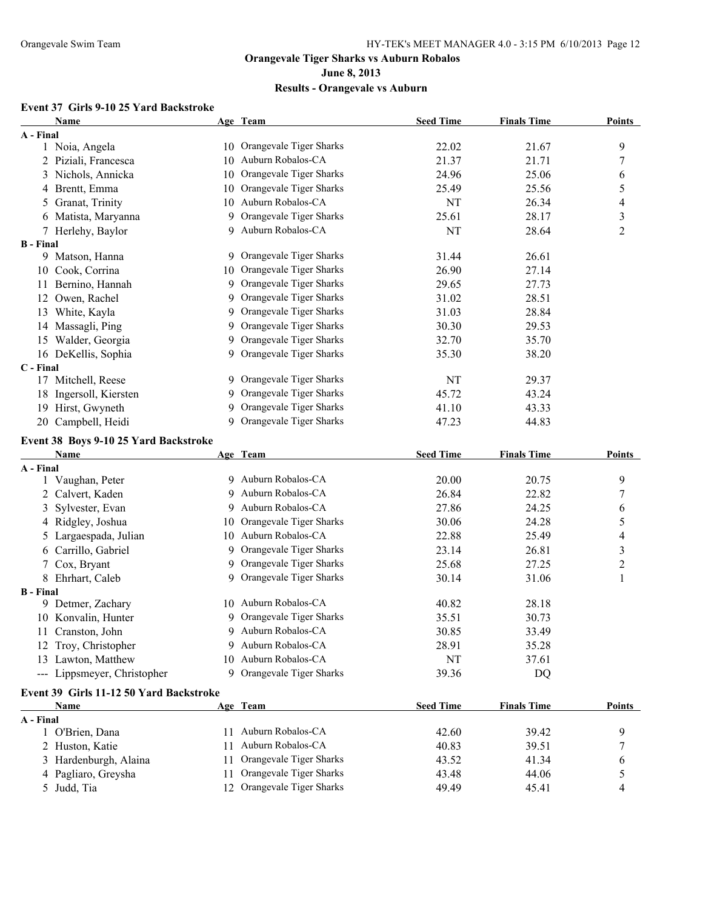## Orangevale Tiger Sharks vs Auburn Robalos

**June 8, 2013**

**Results - Orangevale vs Auburn**

### Event 37 Girls 9-10 25 Yard Backstroke

| | Name | Age | Team | Seed Time | Finals Time | Points |
|---|---|---|---|---|---|---|
| **A - Final** | | | | | | |
| 1 | Noia, Angela | 10 | Orangevale Tiger Sharks | 22.02 | 21.67 | 9 |
| 2 | Piziali, Francesca | 10 | Auburn Robalos-CA | 21.37 | 21.71 | 7 |
| 3 | Nichols, Annicka | 10 | Orangevale Tiger Sharks | 24.96 | 25.06 | 6 |
| 4 | Brentt, Emma | 10 | Orangevale Tiger Sharks | 25.49 | 25.56 | 5 |
| 5 | Granat, Trinity | 10 | Auburn Robalos-CA | NT | 26.34 | 4 |
| 6 | Matista, Maryanna | 9 | Orangevale Tiger Sharks | 25.61 | 28.17 | 3 |
| 7 | Herlehy, Baylor | 9 | Auburn Robalos-CA | NT | 28.64 | 2 |
| **B - Final** | | | | | | |
| 9 | Matson, Hanna | 9 | Orangevale Tiger Sharks | 31.44 | 26.61 | |
| 10 | Cook, Corrina | 10 | Orangevale Tiger Sharks | 26.90 | 27.14 | |
| 11 | Bernino, Hannah | 9 | Orangevale Tiger Sharks | 29.65 | 27.73 | |
| 12 | Owen, Rachel | 9 | Orangevale Tiger Sharks | 31.02 | 28.51 | |
| 13 | White, Kayla | 9 | Orangevale Tiger Sharks | 31.03 | 28.84 | |
| 14 | Massagli, Ping | 9 | Orangevale Tiger Sharks | 30.30 | 29.53 | |
| 15 | Walder, Georgia | 9 | Orangevale Tiger Sharks | 32.70 | 35.70 | |
| 16 | DeKellis, Sophia | 9 | Orangevale Tiger Sharks | 35.30 | 38.20 | |
| **C - Final** | | | | | | |
| 17 | Mitchell, Reese | 9 | Orangevale Tiger Sharks | NT | 29.37 | |
| 18 | Ingersoll, Kiersten | 9 | Orangevale Tiger Sharks | 45.72 | 43.24 | |
| 19 | Hirst, Gwyneth | 9 | Orangevale Tiger Sharks | 41.10 | 43.33 | |
| 20 | Campbell, Heidi | 9 | Orangevale Tiger Sharks | 47.23 | 44.83 | |

### Event 38 Boys 9-10 25 Yard Backstroke

| | Name | Age | Team | Seed Time | Finals Time | Points |
|---|---|---|---|---|---|---|
| **A - Final** | | | | | | |
| 1 | Vaughan, Peter | 9 | Auburn Robalos-CA | 20.00 | 20.75 | 9 |
| 2 | Calvert, Kaden | 9 | Auburn Robalos-CA | 26.84 | 22.82 | 7 |
| 3 | Sylvester, Evan | 9 | Auburn Robalos-CA | 27.86 | 24.25 | 6 |
| 4 | Ridgley, Joshua | 10 | Orangevale Tiger Sharks | 30.06 | 24.28 | 5 |
| 5 | Largaespada, Julian | 10 | Auburn Robalos-CA | 22.88 | 25.49 | 4 |
| 6 | Carrillo, Gabriel | 9 | Orangevale Tiger Sharks | 23.14 | 26.81 | 3 |
| 7 | Cox, Bryant | 9 | Orangevale Tiger Sharks | 25.68 | 27.25 | 2 |
| 8 | Ehrhart, Caleb | 9 | Orangevale Tiger Sharks | 30.14 | 31.06 | 1 |
| **B - Final** | | | | | | |
| 9 | Detmer, Zachary | 10 | Auburn Robalos-CA | 40.82 | 28.18 | |
| 10 | Konvalin, Hunter | 9 | Orangevale Tiger Sharks | 35.51 | 30.73 | |
| 11 | Cranston, John | 9 | Auburn Robalos-CA | 30.85 | 33.49 | |
| 12 | Troy, Christopher | 9 | Auburn Robalos-CA | 28.91 | 35.28 | |
| 13 | Lawton, Matthew | 10 | Auburn Robalos-CA | NT | 37.61 | |
| --- | Lippsmeyer, Christopher | 9 | Orangevale Tiger Sharks | 39.36 | DQ | |

### Event 39 Girls 11-12 50 Yard Backstroke

| | Name | Age | Team | Seed Time | Finals Time | Points |
|---|---|---|---|---|---|---|
| **A - Final** | | | | | | |
| 1 | O'Brien, Dana | 11 | Auburn Robalos-CA | 42.60 | 39.42 | 9 |
| 2 | Huston, Katie | 11 | Auburn Robalos-CA | 40.83 | 39.51 | 7 |
| 3 | Hardenburgh, Alaina | 11 | Orangevale Tiger Sharks | 43.52 | 41.34 | 6 |
| 4 | Pagliaro, Greysha | 11 | Orangevale Tiger Sharks | 43.48 | 44.06 | 5 |
| 5 | Judd, Tia | 12 | Orangevale Tiger Sharks | 49.49 | 45.41 | 4 |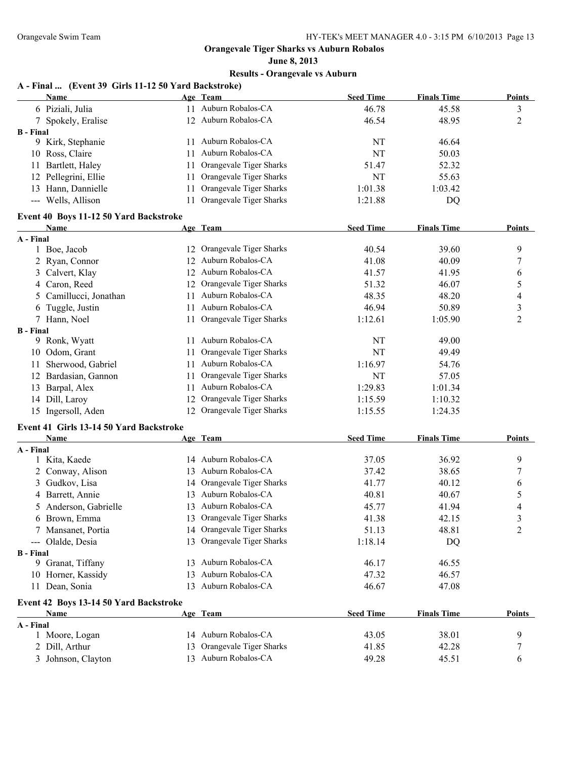**Orangevale Tiger Sharks vs Auburn Robalos**

**June 8, 2013**

**Results - Orangevale vs Auburn**

**A - Final ... (Event 39 Girls 11-12 50 Yard Backstroke)**

| | Name | Age | Team | Seed Time | Finals Time | Points |
|---|---|---|---|---|---|---|
| 6 | Piziali, Julia | 11 | Auburn Robalos-CA | 46.78 | 45.58 | 3 |
| 7 | Spokely, Eralise | 12 | Auburn Robalos-CA | 46.54 | 48.95 | 2 |
| **B - Final** | | | | | | |
| 9 | Kirk, Stephanie | 11 | Auburn Robalos-CA | NT | 46.64 | |
| 10 | Ross, Claire | 11 | Auburn Robalos-CA | NT | 50.03 | |
| 11 | Bartlett, Haley | 11 | Orangevale Tiger Sharks | 51.47 | 52.32 | |
| 12 | Pellegrini, Ellie | 11 | Orangevale Tiger Sharks | NT | 55.63 | |
| 13 | Hann, Dannielle | 11 | Orangevale Tiger Sharks | 1:01.38 | 1:03.42 | |
| --- | Wells, Allison | 11 | Orangevale Tiger Sharks | 1:21.88 | DQ | |

**Event 40 Boys 11-12 50 Yard Backstroke**

| | Name | Age | Team | Seed Time | Finals Time | Points |
|---|---|---|---|---|---|---|
| **A - Final** | | | | | | |
| 1 | Boe, Jacob | 12 | Orangevale Tiger Sharks | 40.54 | 39.60 | 9 |
| 2 | Ryan, Connor | 12 | Auburn Robalos-CA | 41.08 | 40.09 | 7 |
| 3 | Calvert, Klay | 12 | Auburn Robalos-CA | 41.57 | 41.95 | 6 |
| 4 | Caron, Reed | 12 | Orangevale Tiger Sharks | 51.32 | 46.07 | 5 |
| 5 | Camillucci, Jonathan | 11 | Auburn Robalos-CA | 48.35 | 48.20 | 4 |
| 6 | Tuggle, Justin | 11 | Auburn Robalos-CA | 46.94 | 50.89 | 3 |
| 7 | Hann, Noel | 11 | Orangevale Tiger Sharks | 1:12.61 | 1:05.90 | 2 |
| **B - Final** | | | | | | |
| 9 | Ronk, Wyatt | 11 | Auburn Robalos-CA | NT | 49.00 | |
| 10 | Odom, Grant | 11 | Orangevale Tiger Sharks | NT | 49.49 | |
| 11 | Sherwood, Gabriel | 11 | Auburn Robalos-CA | 1:16.97 | 54.76 | |
| 12 | Bardasian, Gannon | 11 | Orangevale Tiger Sharks | NT | 57.05 | |
| 13 | Barpal, Alex | 11 | Auburn Robalos-CA | 1:29.83 | 1:01.34 | |
| 14 | Dill, Laroy | 12 | Orangevale Tiger Sharks | 1:15.59 | 1:10.32 | |
| 15 | Ingersoll, Aden | 12 | Orangevale Tiger Sharks | 1:15.55 | 1:24.35 | |

**Event 41 Girls 13-14 50 Yard Backstroke**

| | Name | Age | Team | Seed Time | Finals Time | Points |
|---|---|---|---|---|---|---|
| **A - Final** | | | | | | |
| 1 | Kita, Kaede | 14 | Auburn Robalos-CA | 37.05 | 36.92 | 9 |
| 2 | Conway, Alison | 13 | Auburn Robalos-CA | 37.42 | 38.65 | 7 |
| 3 | Gudkov, Lisa | 14 | Orangevale Tiger Sharks | 41.77 | 40.12 | 6 |
| 4 | Barrett, Annie | 13 | Auburn Robalos-CA | 40.81 | 40.67 | 5 |
| 5 | Anderson, Gabrielle | 13 | Auburn Robalos-CA | 45.77 | 41.94 | 4 |
| 6 | Brown, Emma | 13 | Orangevale Tiger Sharks | 41.38 | 42.15 | 3 |
| 7 | Mansanet, Portia | 14 | Orangevale Tiger Sharks | 51.13 | 48.81 | 2 |
| --- | Olalde, Desia | 13 | Orangevale Tiger Sharks | 1:18.14 | DQ | |
| **B - Final** | | | | | | |
| 9 | Granat, Tiffany | 13 | Auburn Robalos-CA | 46.17 | 46.55 | |
| 10 | Horner, Kassidy | 13 | Auburn Robalos-CA | 47.32 | 46.57 | |
| 11 | Dean, Sonia | 13 | Auburn Robalos-CA | 46.67 | 47.08 | |

**Event 42 Boys 13-14 50 Yard Backstroke**

| | Name | Age | Team | Seed Time | Finals Time | Points |
|---|---|---|---|---|---|---|
| **A - Final** | | | | | | |
| 1 | Moore, Logan | 14 | Auburn Robalos-CA | 43.05 | 38.01 | 9 |
| 2 | Dill, Arthur | 13 | Orangevale Tiger Sharks | 41.85 | 42.28 | 7 |
| 3 | Johnson, Clayton | 13 | Auburn Robalos-CA | 49.28 | 45.51 | 6 |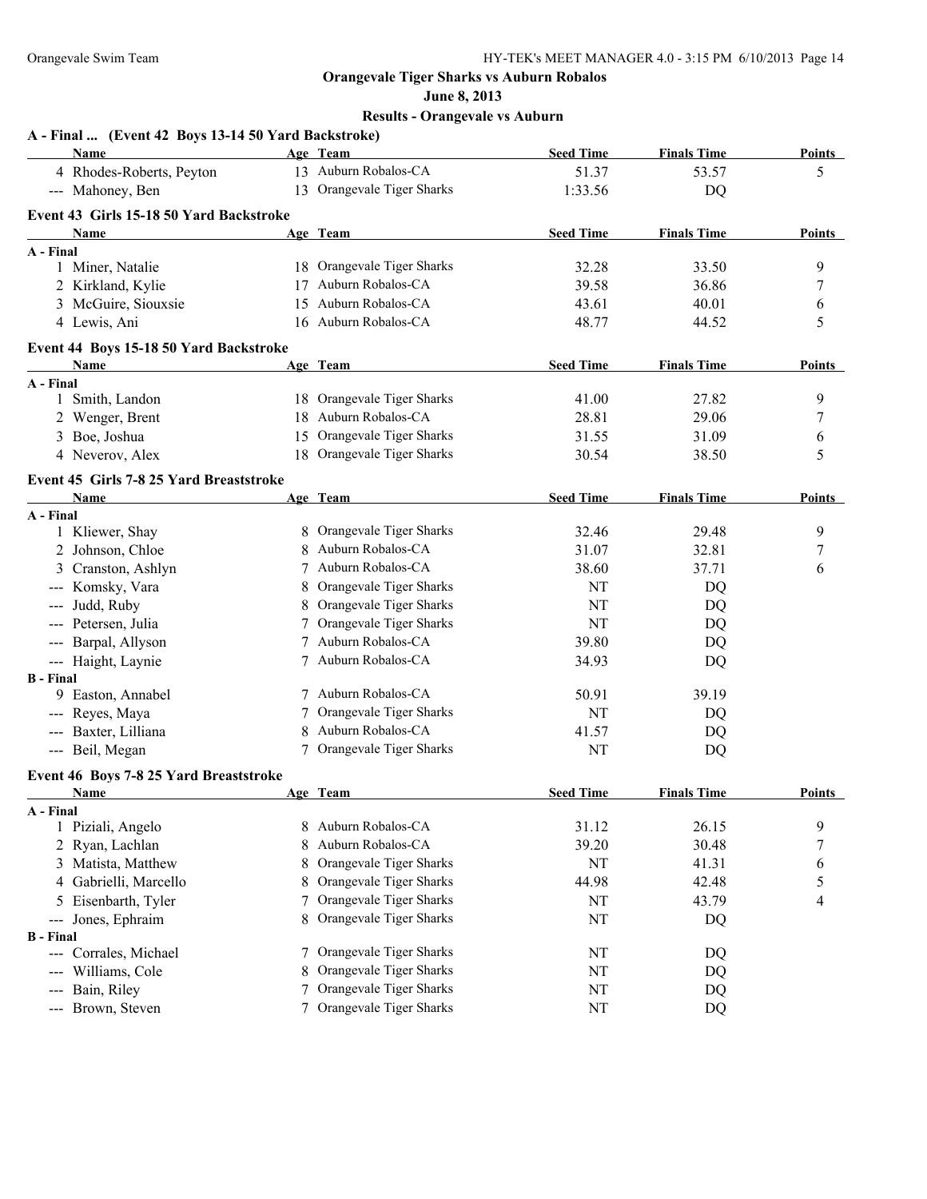**Orangevale Tiger Sharks vs Auburn Robalos**

**June 8, 2013**

**Results - Orangevale vs Auburn**

### A - Final ... (Event 42 Boys 13-14 50 Yard Backstroke)

| | Name | Age | Team | Seed Time | Finals Time | Points |
|---|---|---|---|---|---|---|
| 4 | Rhodes-Roberts, Peyton | 13 | Auburn Robalos-CA | 51.37 | 53.57 | 5 |
| --- | Mahoney, Ben | 13 | Orangevale Tiger Sharks | 1:33.56 | DQ | |

### Event 43 Girls 15-18 50 Yard Backstroke

| | Name | Age | Team | Seed Time | Finals Time | Points |
|---|---|---|---|---|---|---|
| **A - Final** | | | | | | |
| 1 | Miner, Natalie | 18 | Orangevale Tiger Sharks | 32.28 | 33.50 | 9 |
| 2 | Kirkland, Kylie | 17 | Auburn Robalos-CA | 39.58 | 36.86 | 7 |
| 3 | McGuire, Siouxsie | 15 | Auburn Robalos-CA | 43.61 | 40.01 | 6 |
| 4 | Lewis, Ani | 16 | Auburn Robalos-CA | 48.77 | 44.52 | 5 |

### Event 44 Boys 15-18 50 Yard Backstroke

| | Name | Age | Team | Seed Time | Finals Time | Points |
|---|---|---|---|---|---|---|
| **A - Final** | | | | | | |
| 1 | Smith, Landon | 18 | Orangevale Tiger Sharks | 41.00 | 27.82 | 9 |
| 2 | Wenger, Brent | 18 | Auburn Robalos-CA | 28.81 | 29.06 | 7 |
| 3 | Boe, Joshua | 15 | Orangevale Tiger Sharks | 31.55 | 31.09 | 6 |
| 4 | Neverov, Alex | 18 | Orangevale Tiger Sharks | 30.54 | 38.50 | 5 |

### Event 45 Girls 7-8 25 Yard Breaststroke

| | Name | Age | Team | Seed Time | Finals Time | Points |
|---|---|---|---|---|---|---|
| **A - Final** | | | | | | |
| 1 | Kliewer, Shay | 8 | Orangevale Tiger Sharks | 32.46 | 29.48 | 9 |
| 2 | Johnson, Chloe | 8 | Auburn Robalos-CA | 31.07 | 32.81 | 7 |
| 3 | Cranston, Ashlyn | 7 | Auburn Robalos-CA | 38.60 | 37.71 | 6 |
| --- | Komsky, Vara | 8 | Orangevale Tiger Sharks | NT | DQ | |
| --- | Judd, Ruby | 8 | Orangevale Tiger Sharks | NT | DQ | |
| --- | Petersen, Julia | 7 | Orangevale Tiger Sharks | NT | DQ | |
| --- | Barpal, Allyson | 7 | Auburn Robalos-CA | 39.80 | DQ | |
| --- | Haight, Laynie | 7 | Auburn Robalos-CA | 34.93 | DQ | |
| **B - Final** | | | | | | |
| 9 | Easton, Annabel | 7 | Auburn Robalos-CA | 50.91 | 39.19 | |
| --- | Reyes, Maya | 7 | Orangevale Tiger Sharks | NT | DQ | |
| --- | Baxter, Lilliana | 8 | Auburn Robalos-CA | 41.57 | DQ | |
| --- | Beil, Megan | 7 | Orangevale Tiger Sharks | NT | DQ | |

### Event 46 Boys 7-8 25 Yard Breaststroke

| | Name | Age | Team | Seed Time | Finals Time | Points |
|---|---|---|---|---|---|---|
| **A - Final** | | | | | | |
| 1 | Piziali, Angelo | 8 | Auburn Robalos-CA | 31.12 | 26.15 | 9 |
| 2 | Ryan, Lachlan | 8 | Auburn Robalos-CA | 39.20 | 30.48 | 7 |
| 3 | Matista, Matthew | 8 | Orangevale Tiger Sharks | NT | 41.31 | 6 |
| 4 | Gabrielli, Marcello | 8 | Orangevale Tiger Sharks | 44.98 | 42.48 | 5 |
| 5 | Eisenbarth, Tyler | 7 | Orangevale Tiger Sharks | NT | 43.79 | 4 |
| --- | Jones, Ephraim | 8 | Orangevale Tiger Sharks | NT | DQ | |
| **B - Final** | | | | | | |
| --- | Corrales, Michael | 7 | Orangevale Tiger Sharks | NT | DQ | |
| --- | Williams, Cole | 8 | Orangevale Tiger Sharks | NT | DQ | |
| --- | Bain, Riley | 7 | Orangevale Tiger Sharks | NT | DQ | |
| --- | Brown, Steven | 7 | Orangevale Tiger Sharks | NT | DQ | |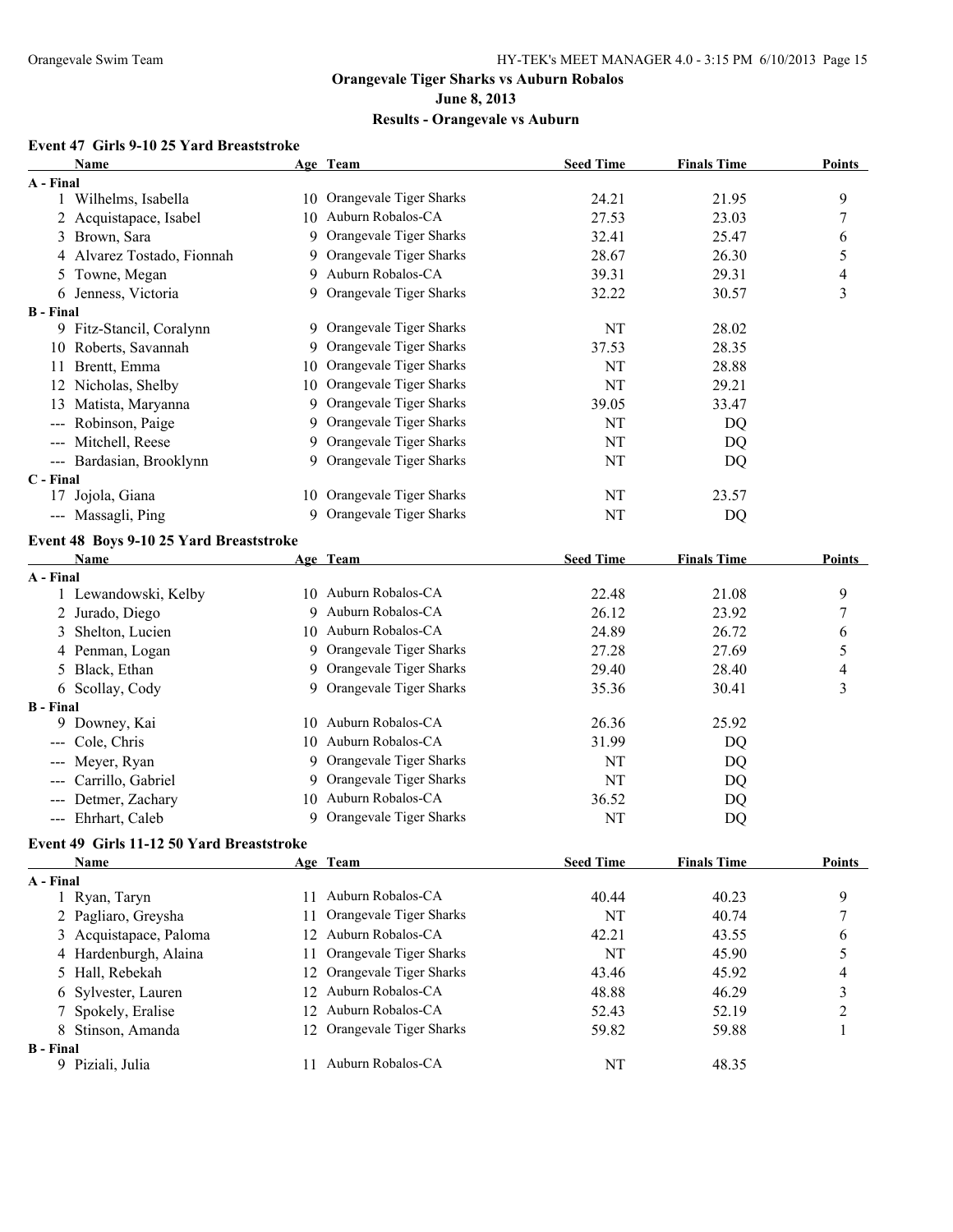## Orangevale Tiger Sharks vs Auburn Robalos

### June 8, 2013

### Results - Orangevale vs Auburn

#### Event 47 Girls 9-10 25 Yard Breaststroke

| | Name | Age | Team | Seed Time | Finals Time | Points |
|---|---|---|---|---|---|---|
| **A - Final** | | | | | | |
| 1 | Wilhelms, Isabella | 10 | Orangevale Tiger Sharks | 24.21 | 21.95 | 9 |
| 2 | Acquistapace, Isabel | 10 | Auburn Robalos-CA | 27.53 | 23.03 | 7 |
| 3 | Brown, Sara | 9 | Orangevale Tiger Sharks | 32.41 | 25.47 | 6 |
| 4 | Alvarez Tostado, Fionnah | 9 | Orangevale Tiger Sharks | 28.67 | 26.30 | 5 |
| 5 | Towne, Megan | 9 | Auburn Robalos-CA | 39.31 | 29.31 | 4 |
| 6 | Jenness, Victoria | 9 | Orangevale Tiger Sharks | 32.22 | 30.57 | 3 |
| **B - Final** | | | | | | |
| 9 | Fitz-Stancil, Coralynn | 9 | Orangevale Tiger Sharks | NT | 28.02 | |
| 10 | Roberts, Savannah | 9 | Orangevale Tiger Sharks | 37.53 | 28.35 | |
| 11 | Brentt, Emma | 10 | Orangevale Tiger Sharks | NT | 28.88 | |
| 12 | Nicholas, Shelby | 10 | Orangevale Tiger Sharks | NT | 29.21 | |
| 13 | Matista, Maryanna | 9 | Orangevale Tiger Sharks | 39.05 | 33.47 | |
| --- | Robinson, Paige | 9 | Orangevale Tiger Sharks | NT | DQ | |
| --- | Mitchell, Reese | 9 | Orangevale Tiger Sharks | NT | DQ | |
| --- | Bardasian, Brooklynn | 9 | Orangevale Tiger Sharks | NT | DQ | |
| **C - Final** | | | | | | |
| 17 | Jojola, Giana | 10 | Orangevale Tiger Sharks | NT | 23.57 | |
| --- | Massagli, Ping | 9 | Orangevale Tiger Sharks | NT | DQ | |

#### Event 48 Boys 9-10 25 Yard Breaststroke

| | Name | Age | Team | Seed Time | Finals Time | Points |
|---|---|---|---|---|---|---|
| **A - Final** | | | | | | |
| 1 | Lewandowski, Kelby | 10 | Auburn Robalos-CA | 22.48 | 21.08 | 9 |
| 2 | Jurado, Diego | 9 | Auburn Robalos-CA | 26.12 | 23.92 | 7 |
| 3 | Shelton, Lucien | 10 | Auburn Robalos-CA | 24.89 | 26.72 | 6 |
| 4 | Penman, Logan | 9 | Orangevale Tiger Sharks | 27.28 | 27.69 | 5 |
| 5 | Black, Ethan | 9 | Orangevale Tiger Sharks | 29.40 | 28.40 | 4 |
| 6 | Scollay, Cody | 9 | Orangevale Tiger Sharks | 35.36 | 30.41 | 3 |
| **B - Final** | | | | | | |
| 9 | Downey, Kai | 10 | Auburn Robalos-CA | 26.36 | 25.92 | |
| --- | Cole, Chris | 10 | Auburn Robalos-CA | 31.99 | DQ | |
| --- | Meyer, Ryan | 9 | Orangevale Tiger Sharks | NT | DQ | |
| --- | Carrillo, Gabriel | 9 | Orangevale Tiger Sharks | NT | DQ | |
| --- | Detmer, Zachary | 10 | Auburn Robalos-CA | 36.52 | DQ | |
| --- | Ehrhart, Caleb | 9 | Orangevale Tiger Sharks | NT | DQ | |

#### Event 49 Girls 11-12 50 Yard Breaststroke

| | Name | Age | Team | Seed Time | Finals Time | Points |
|---|---|---|---|---|---|---|
| **A - Final** | | | | | | |
| 1 | Ryan, Taryn | 11 | Auburn Robalos-CA | 40.44 | 40.23 | 9 |
| 2 | Pagliaro, Greysha | 11 | Orangevale Tiger Sharks | NT | 40.74 | 7 |
| 3 | Acquistapace, Paloma | 12 | Auburn Robalos-CA | 42.21 | 43.55 | 6 |
| 4 | Hardenburgh, Alaina | 11 | Orangevale Tiger Sharks | NT | 45.90 | 5 |
| 5 | Hall, Rebekah | 12 | Orangevale Tiger Sharks | 43.46 | 45.92 | 4 |
| 6 | Sylvester, Lauren | 12 | Auburn Robalos-CA | 48.88 | 46.29 | 3 |
| 7 | Spokely, Eralise | 12 | Auburn Robalos-CA | 52.43 | 52.19 | 2 |
| 8 | Stinson, Amanda | 12 | Orangevale Tiger Sharks | 59.82 | 59.88 | 1 |
| **B - Final** | | | | | | |
| 9 | Piziali, Julia | 11 | Auburn Robalos-CA | NT | 48.35 | |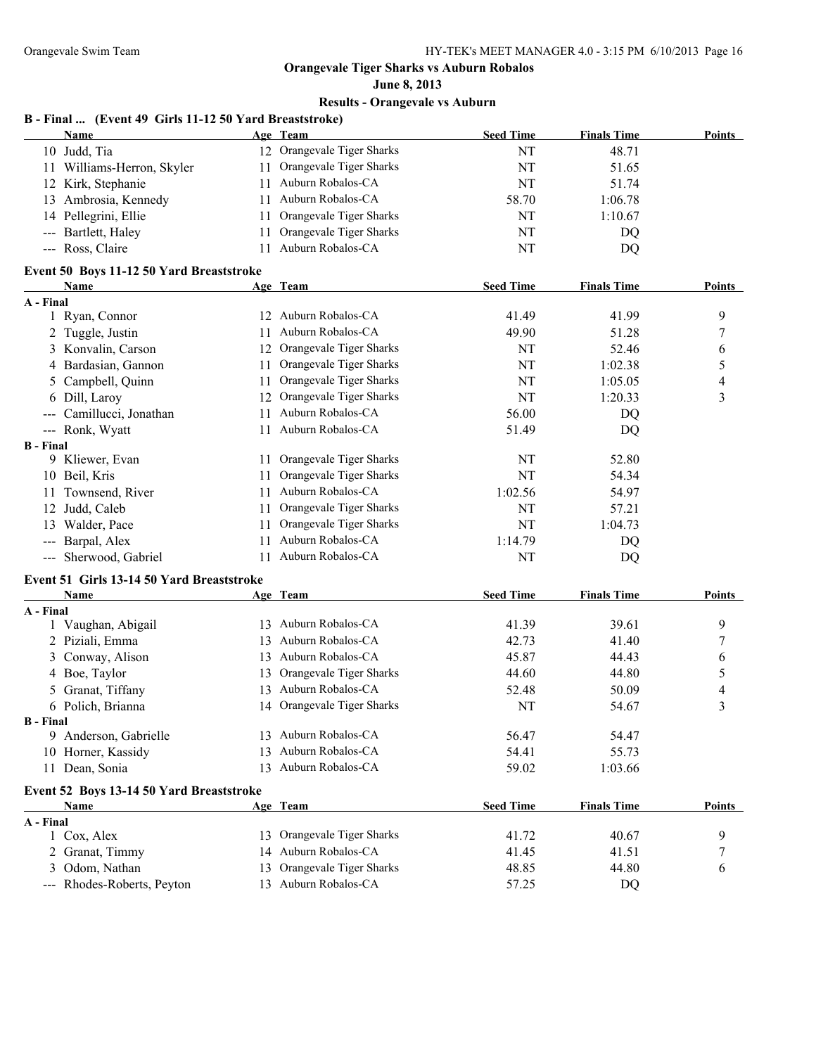## Orangevale Tiger Sharks vs Auburn Robalos

**June 8, 2013**

**Results - Orangevale vs Auburn**

### B - Final ... (Event 49 Girls 11-12 50 Yard Breaststroke)

| | Name | Age | Team | Seed Time | Finals Time | Points |
|---|---|---|---|---|---|---|
| 10 | Judd, Tia | 12 | Orangevale Tiger Sharks | NT | 48.71 | |
| 11 | Williams-Herron, Skyler | 11 | Orangevale Tiger Sharks | NT | 51.65 | |
| 12 | Kirk, Stephanie | 11 | Auburn Robalos-CA | NT | 51.74 | |
| 13 | Ambrosia, Kennedy | 11 | Auburn Robalos-CA | 58.70 | 1:06.78 | |
| 14 | Pellegrini, Ellie | 11 | Orangevale Tiger Sharks | NT | 1:10.67 | |
| --- | Bartlett, Haley | 11 | Orangevale Tiger Sharks | NT | DQ | |
| --- | Ross, Claire | 11 | Auburn Robalos-CA | NT | DQ | |

### Event 50 Boys 11-12 50 Yard Breaststroke

| | Name | Age | Team | Seed Time | Finals Time | Points |
|---|---|---|---|---|---|---|
| **A - Final** | | | | | | |
| 1 | Ryan, Connor | 12 | Auburn Robalos-CA | 41.49 | 41.99 | 9 |
| 2 | Tuggle, Justin | 11 | Auburn Robalos-CA | 49.90 | 51.28 | 7 |
| 3 | Konvalin, Carson | 12 | Orangevale Tiger Sharks | NT | 52.46 | 6 |
| 4 | Bardasian, Gannon | 11 | Orangevale Tiger Sharks | NT | 1:02.38 | 5 |
| 5 | Campbell, Quinn | 11 | Orangevale Tiger Sharks | NT | 1:05.05 | 4 |
| 6 | Dill, Laroy | 12 | Orangevale Tiger Sharks | NT | 1:20.33 | 3 |
| --- | Camillucci, Jonathan | 11 | Auburn Robalos-CA | 56.00 | DQ | |
| --- | Ronk, Wyatt | 11 | Auburn Robalos-CA | 51.49 | DQ | |
| **B - Final** | | | | | | |
| 9 | Kliewer, Evan | 11 | Orangevale Tiger Sharks | NT | 52.80 | |
| 10 | Beil, Kris | 11 | Orangevale Tiger Sharks | NT | 54.34 | |
| 11 | Townsend, River | 11 | Auburn Robalos-CA | 1:02.56 | 54.97 | |
| 12 | Judd, Caleb | 11 | Orangevale Tiger Sharks | NT | 57.21 | |
| 13 | Walder, Pace | 11 | Orangevale Tiger Sharks | NT | 1:04.73 | |
| --- | Barpal, Alex | 11 | Auburn Robalos-CA | 1:14.79 | DQ | |
| --- | Sherwood, Gabriel | 11 | Auburn Robalos-CA | NT | DQ | |

### Event 51 Girls 13-14 50 Yard Breaststroke

| | Name | Age | Team | Seed Time | Finals Time | Points |
|---|---|---|---|---|---|---|
| **A - Final** | | | | | | |
| 1 | Vaughan, Abigail | 13 | Auburn Robalos-CA | 41.39 | 39.61 | 9 |
| 2 | Piziali, Emma | 13 | Auburn Robalos-CA | 42.73 | 41.40 | 7 |
| 3 | Conway, Alison | 13 | Auburn Robalos-CA | 45.87 | 44.43 | 6 |
| 4 | Boe, Taylor | 13 | Orangevale Tiger Sharks | 44.60 | 44.80 | 5 |
| 5 | Granat, Tiffany | 13 | Auburn Robalos-CA | 52.48 | 50.09 | 4 |
| 6 | Polich, Brianna | 14 | Orangevale Tiger Sharks | NT | 54.67 | 3 |
| **B - Final** | | | | | | |
| 9 | Anderson, Gabrielle | 13 | Auburn Robalos-CA | 56.47 | 54.47 | |
| 10 | Horner, Kassidy | 13 | Auburn Robalos-CA | 54.41 | 55.73 | |
| 11 | Dean, Sonia | 13 | Auburn Robalos-CA | 59.02 | 1:03.66 | |

### Event 52 Boys 13-14 50 Yard Breaststroke

| | Name | Age | Team | Seed Time | Finals Time | Points |
|---|---|---|---|---|---|---|
| **A - Final** | | | | | | |
| 1 | Cox, Alex | 13 | Orangevale Tiger Sharks | 41.72 | 40.67 | 9 |
| 2 | Granat, Timmy | 14 | Auburn Robalos-CA | 41.45 | 41.51 | 7 |
| 3 | Odom, Nathan | 13 | Orangevale Tiger Sharks | 48.85 | 44.80 | 6 |
| --- | Rhodes-Roberts, Peyton | 13 | Auburn Robalos-CA | 57.25 | DQ | |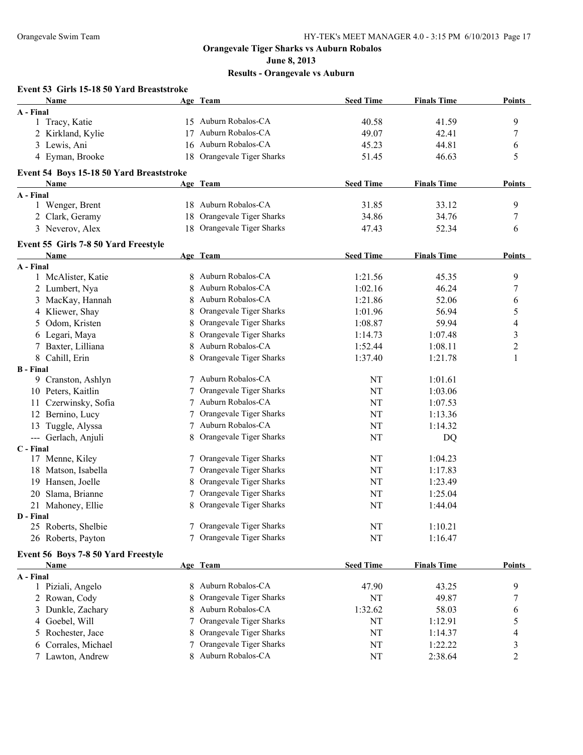**Orangevale Tiger Sharks vs Auburn Robalos**
**June 8, 2013**
**Results - Orangevale vs Auburn**

### Event 53 Girls 15-18 50 Yard Breaststroke

| Name | Age | Team | Seed Time | Finals Time | Points |
|---|---|---|---|---|---|
| **A - Final** | | | | | |
| 1 Tracy, Katie | 15 | Auburn Robalos-CA | 40.58 | 41.59 | 9 |
| 2 Kirkland, Kylie | 17 | Auburn Robalos-CA | 49.07 | 42.41 | 7 |
| 3 Lewis, Ani | 16 | Auburn Robalos-CA | 45.23 | 44.81 | 6 |
| 4 Eyman, Brooke | 18 | Orangevale Tiger Sharks | 51.45 | 46.63 | 5 |

### Event 54 Boys 15-18 50 Yard Breaststroke

| Name | Age | Team | Seed Time | Finals Time | Points |
|---|---|---|---|---|---|
| **A - Final** | | | | | |
| 1 Wenger, Brent | 18 | Auburn Robalos-CA | 31.85 | 33.12 | 9 |
| 2 Clark, Geramy | 18 | Orangevale Tiger Sharks | 34.86 | 34.76 | 7 |
| 3 Neverov, Alex | 18 | Orangevale Tiger Sharks | 47.43 | 52.34 | 6 |

### Event 55 Girls 7-8 50 Yard Freestyle

| Name | Age | Team | Seed Time | Finals Time | Points |
|---|---|---|---|---|---|
| **A - Final** | | | | | |
| 1 McAlister, Katie | 8 | Auburn Robalos-CA | 1:21.56 | 45.35 | 9 |
| 2 Lumbert, Nya | 8 | Auburn Robalos-CA | 1:02.16 | 46.24 | 7 |
| 3 MacKay, Hannah | 8 | Auburn Robalos-CA | 1:21.86 | 52.06 | 6 |
| 4 Kliewer, Shay | 8 | Orangevale Tiger Sharks | 1:01.96 | 56.94 | 5 |
| 5 Odom, Kristen | 8 | Orangevale Tiger Sharks | 1:08.87 | 59.94 | 4 |
| 6 Legari, Maya | 8 | Orangevale Tiger Sharks | 1:14.73 | 1:07.48 | 3 |
| 7 Baxter, Lilliana | 8 | Auburn Robalos-CA | 1:52.44 | 1:08.11 | 2 |
| 8 Cahill, Erin | 8 | Orangevale Tiger Sharks | 1:37.40 | 1:21.78 | 1 |
| **B - Final** | | | | | |
| 9 Cranston, Ashlyn | 7 | Auburn Robalos-CA | NT | 1:01.61 | |
| 10 Peters, Kaitlin | 7 | Orangevale Tiger Sharks | NT | 1:03.06 | |
| 11 Czerwinsky, Sofia | 7 | Auburn Robalos-CA | NT | 1:07.53 | |
| 12 Bernino, Lucy | 7 | Orangevale Tiger Sharks | NT | 1:13.36 | |
| 13 Tuggle, Alyssa | 7 | Auburn Robalos-CA | NT | 1:14.32 | |
| --- Gerlach, Anjuli | 8 | Orangevale Tiger Sharks | NT | DQ | |
| **C - Final** | | | | | |
| 17 Menne, Kiley | 7 | Orangevale Tiger Sharks | NT | 1:04.23 | |
| 18 Matson, Isabella | 7 | Orangevale Tiger Sharks | NT | 1:17.83 | |
| 19 Hansen, Joelle | 8 | Orangevale Tiger Sharks | NT | 1:23.49 | |
| 20 Slama, Brianne | 7 | Orangevale Tiger Sharks | NT | 1:25.04 | |
| 21 Mahoney, Ellie | 8 | Orangevale Tiger Sharks | NT | 1:44.04 | |
| **D - Final** | | | | | |
| 25 Roberts, Shelbie | 7 | Orangevale Tiger Sharks | NT | 1:10.21 | |
| 26 Roberts, Payton | 7 | Orangevale Tiger Sharks | NT | 1:16.47 | |

### Event 56 Boys 7-8 50 Yard Freestyle

| Name | Age | Team | Seed Time | Finals Time | Points |
|---|---|---|---|---|---|
| **A - Final** | | | | | |
| 1 Piziali, Angelo | 8 | Auburn Robalos-CA | 47.90 | 43.25 | 9 |
| 2 Rowan, Cody | 8 | Orangevale Tiger Sharks | NT | 49.87 | 7 |
| 3 Dunkle, Zachary | 8 | Auburn Robalos-CA | 1:32.62 | 58.03 | 6 |
| 4 Goebel, Will | 7 | Orangevale Tiger Sharks | NT | 1:12.91 | 5 |
| 5 Rochester, Jace | 8 | Orangevale Tiger Sharks | NT | 1:14.37 | 4 |
| 6 Corrales, Michael | 7 | Orangevale Tiger Sharks | NT | 1:22.22 | 3 |
| 7 Lawton, Andrew | 8 | Auburn Robalos-CA | NT | 2:38.64 | 2 |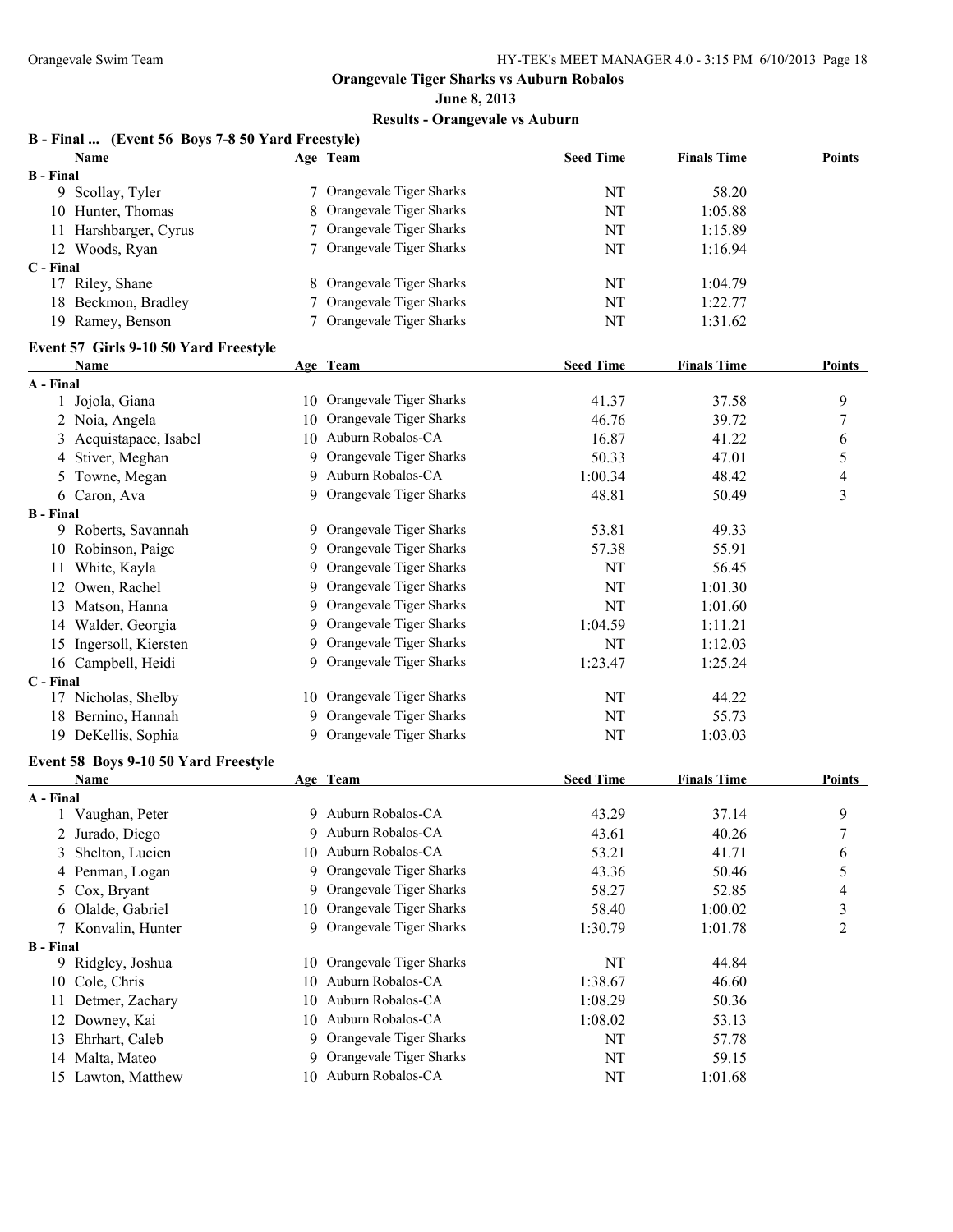## Orangevale Tiger Sharks vs Auburn Robalos

**June 8, 2013**

**Results - Orangevale vs Auburn**

### B - Final ... (Event 56 Boys 7-8 50 Yard Freestyle)

| Name | Age | Team | Seed Time | Finals Time | Points |
|---|---|---|---|---|---|
| **B - Final** | | | | | |
| 9 Scollay, Tyler | 7 | Orangevale Tiger Sharks | NT | 58.20 | |
| 10 Hunter, Thomas | 8 | Orangevale Tiger Sharks | NT | 1:05.88 | |
| 11 Harshbarger, Cyrus | 7 | Orangevale Tiger Sharks | NT | 1:15.89 | |
| 12 Woods, Ryan | 7 | Orangevale Tiger Sharks | NT | 1:16.94 | |
| **C - Final** | | | | | |
| 17 Riley, Shane | 8 | Orangevale Tiger Sharks | NT | 1:04.79 | |
| 18 Beckmon, Bradley | 7 | Orangevale Tiger Sharks | NT | 1:22.77 | |
| 19 Ramey, Benson | 7 | Orangevale Tiger Sharks | NT | 1:31.62 | |

### Event 57 Girls 9-10 50 Yard Freestyle

| Name | Age | Team | Seed Time | Finals Time | Points |
|---|---|---|---|---|---|
| **A - Final** | | | | | |
| 1 Jojola, Giana | 10 | Orangevale Tiger Sharks | 41.37 | 37.58 | 9 |
| 2 Noia, Angela | 10 | Orangevale Tiger Sharks | 46.76 | 39.72 | 7 |
| 3 Acquistapace, Isabel | 10 | Auburn Robalos-CA | 16.87 | 41.22 | 6 |
| 4 Stiver, Meghan | 9 | Orangevale Tiger Sharks | 50.33 | 47.01 | 5 |
| 5 Towne, Megan | 9 | Auburn Robalos-CA | 1:00.34 | 48.42 | 4 |
| 6 Caron, Ava | 9 | Orangevale Tiger Sharks | 48.81 | 50.49 | 3 |
| **B - Final** | | | | | |
| 9 Roberts, Savannah | 9 | Orangevale Tiger Sharks | 53.81 | 49.33 | |
| 10 Robinson, Paige | 9 | Orangevale Tiger Sharks | 57.38 | 55.91 | |
| 11 White, Kayla | 9 | Orangevale Tiger Sharks | NT | 56.45 | |
| 12 Owen, Rachel | 9 | Orangevale Tiger Sharks | NT | 1:01.30 | |
| 13 Matson, Hanna | 9 | Orangevale Tiger Sharks | NT | 1:01.60 | |
| 14 Walder, Georgia | 9 | Orangevale Tiger Sharks | 1:04.59 | 1:11.21 | |
| 15 Ingersoll, Kiersten | 9 | Orangevale Tiger Sharks | NT | 1:12.03 | |
| 16 Campbell, Heidi | 9 | Orangevale Tiger Sharks | 1:23.47 | 1:25.24 | |
| **C - Final** | | | | | |
| 17 Nicholas, Shelby | 10 | Orangevale Tiger Sharks | NT | 44.22 | |
| 18 Bernino, Hannah | 9 | Orangevale Tiger Sharks | NT | 55.73 | |
| 19 DeKellis, Sophia | 9 | Orangevale Tiger Sharks | NT | 1:03.03 | |

### Event 58 Boys 9-10 50 Yard Freestyle

| Name | Age | Team | Seed Time | Finals Time | Points |
|---|---|---|---|---|---|
| **A - Final** | | | | | |
| 1 Vaughan, Peter | 9 | Auburn Robalos-CA | 43.29 | 37.14 | 9 |
| 2 Jurado, Diego | 9 | Auburn Robalos-CA | 43.61 | 40.26 | 7 |
| 3 Shelton, Lucien | 10 | Auburn Robalos-CA | 53.21 | 41.71 | 6 |
| 4 Penman, Logan | 9 | Orangevale Tiger Sharks | 43.36 | 50.46 | 5 |
| 5 Cox, Bryant | 9 | Orangevale Tiger Sharks | 58.27 | 52.85 | 4 |
| 6 Olalde, Gabriel | 10 | Orangevale Tiger Sharks | 58.40 | 1:00.02 | 3 |
| 7 Konvalin, Hunter | 9 | Orangevale Tiger Sharks | 1:30.79 | 1:01.78 | 2 |
| **B - Final** | | | | | |
| 9 Ridgley, Joshua | 10 | Orangevale Tiger Sharks | NT | 44.84 | |
| 10 Cole, Chris | 10 | Auburn Robalos-CA | 1:38.67 | 46.60 | |
| 11 Detmer, Zachary | 10 | Auburn Robalos-CA | 1:08.29 | 50.36 | |
| 12 Downey, Kai | 10 | Auburn Robalos-CA | 1:08.02 | 53.13 | |
| 13 Ehrhart, Caleb | 9 | Orangevale Tiger Sharks | NT | 57.78 | |
| 14 Malta, Mateo | 9 | Orangevale Tiger Sharks | NT | 59.15 | |
| 15 Lawton, Matthew | 10 | Auburn Robalos-CA | NT | 1:01.68 | |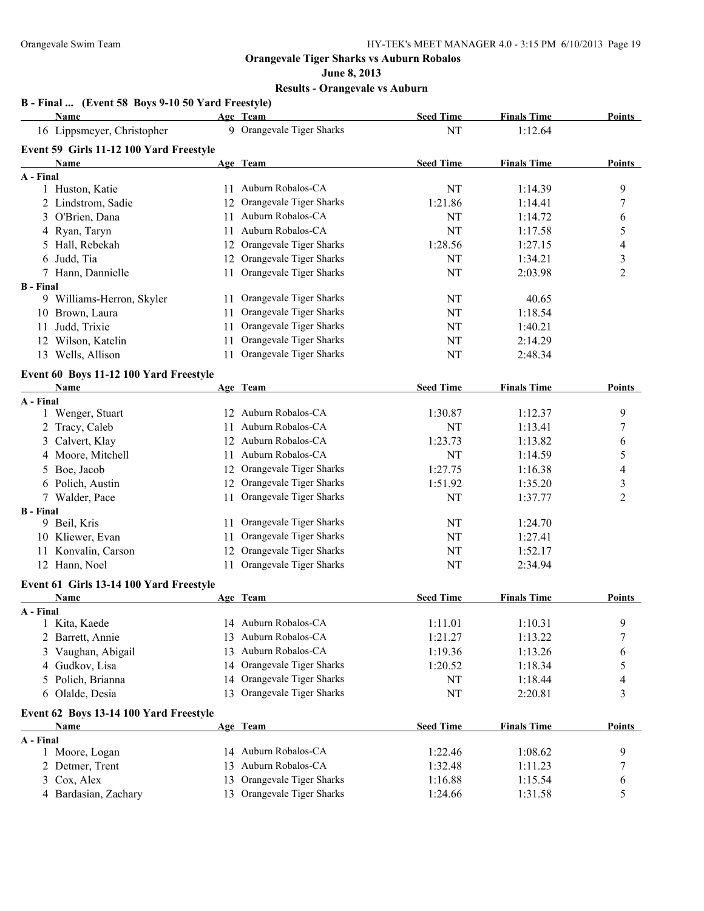## Orangevale Tiger Sharks vs Auburn Robalos

**June 8, 2013**

**Results - Orangevale vs Auburn**

### B - Final ... (Event 58 Boys 9-10 50 Yard Freestyle)

| Name | Age | Team | Seed Time | Finals Time | Points |
|---|---|---|---|---|---|
| 16 Lippsmeyer, Christopher | 9 | Orangevale Tiger Sharks | NT | 1:12.64 | |

### Event 59 Girls 11-12 100 Yard Freestyle

| Name | Age | Team | Seed Time | Finals Time | Points |
|---|---|---|---|---|---|
| **A - Final** | | | | | |
| 1 Huston, Katie | 11 | Auburn Robalos-CA | NT | 1:14.39 | 9 |
| 2 Lindstrom, Sadie | 12 | Orangevale Tiger Sharks | 1:21.86 | 1:14.41 | 7 |
| 3 O'Brien, Dana | 11 | Auburn Robalos-CA | NT | 1:14.72 | 6 |
| 4 Ryan, Taryn | 11 | Auburn Robalos-CA | NT | 1:17.58 | 5 |
| 5 Hall, Rebekah | 12 | Orangevale Tiger Sharks | 1:28.56 | 1:27.15 | 4 |
| 6 Judd, Tia | 12 | Orangevale Tiger Sharks | NT | 1:34.21 | 3 |
| 7 Hann, Dannielle | 11 | Orangevale Tiger Sharks | NT | 2:03.98 | 2 |
| **B - Final** | | | | | |
| 9 Williams-Herron, Skyler | 11 | Orangevale Tiger Sharks | NT | 40.65 | |
| 10 Brown, Laura | 11 | Orangevale Tiger Sharks | NT | 1:18.54 | |
| 11 Judd, Trixie | 11 | Orangevale Tiger Sharks | NT | 1:40.21 | |
| 12 Wilson, Katelin | 11 | Orangevale Tiger Sharks | NT | 2:14.29 | |
| 13 Wells, Allison | 11 | Orangevale Tiger Sharks | NT | 2:48.34 | |

### Event 60 Boys 11-12 100 Yard Freestyle

| Name | Age | Team | Seed Time | Finals Time | Points |
|---|---|---|---|---|---|
| **A - Final** | | | | | |
| 1 Wenger, Stuart | 12 | Auburn Robalos-CA | 1:30.87 | 1:12.37 | 9 |
| 2 Tracy, Caleb | 11 | Auburn Robalos-CA | NT | 1:13.41 | 7 |
| 3 Calvert, Klay | 12 | Auburn Robalos-CA | 1:23.73 | 1:13.82 | 6 |
| 4 Moore, Mitchell | 11 | Auburn Robalos-CA | NT | 1:14.59 | 5 |
| 5 Boe, Jacob | 12 | Orangevale Tiger Sharks | 1:27.75 | 1:16.38 | 4 |
| 6 Polich, Austin | 12 | Orangevale Tiger Sharks | 1:51.92 | 1:35.20 | 3 |
| 7 Walder, Pace | 11 | Orangevale Tiger Sharks | NT | 1:37.77 | 2 |
| **B - Final** | | | | | |
| 9 Beil, Kris | 11 | Orangevale Tiger Sharks | NT | 1:24.70 | |
| 10 Kliewer, Evan | 11 | Orangevale Tiger Sharks | NT | 1:27.41 | |
| 11 Konvalin, Carson | 12 | Orangevale Tiger Sharks | NT | 1:52.17 | |
| 12 Hann, Noel | 11 | Orangevale Tiger Sharks | NT | 2:34.94 | |

### Event 61 Girls 13-14 100 Yard Freestyle

| Name | Age | Team | Seed Time | Finals Time | Points |
|---|---|---|---|---|---|
| **A - Final** | | | | | |
| 1 Kita, Kaede | 14 | Auburn Robalos-CA | 1:11.01 | 1:10.31 | 9 |
| 2 Barrett, Annie | 13 | Auburn Robalos-CA | 1:21.27 | 1:13.22 | 7 |
| 3 Vaughan, Abigail | 13 | Auburn Robalos-CA | 1:19.36 | 1:13.26 | 6 |
| 4 Gudkov, Lisa | 14 | Orangevale Tiger Sharks | 1:20.52 | 1:18.34 | 5 |
| 5 Polich, Brianna | 14 | Orangevale Tiger Sharks | NT | 1:18.44 | 4 |
| 6 Olalde, Desia | 13 | Orangevale Tiger Sharks | NT | 2:20.81 | 3 |

### Event 62 Boys 13-14 100 Yard Freestyle

| Name | Age | Team | Seed Time | Finals Time | Points |
|---|---|---|---|---|---|
| **A - Final** | | | | | |
| 1 Moore, Logan | 14 | Auburn Robalos-CA | 1:22.46 | 1:08.62 | 9 |
| 2 Detmer, Trent | 13 | Auburn Robalos-CA | 1:32.48 | 1:11.23 | 7 |
| 3 Cox, Alex | 13 | Orangevale Tiger Sharks | 1:16.88 | 1:15.54 | 6 |
| 4 Bardasian, Zachary | 13 | Orangevale Tiger Sharks | 1:24.66 | 1:31.58 | 5 |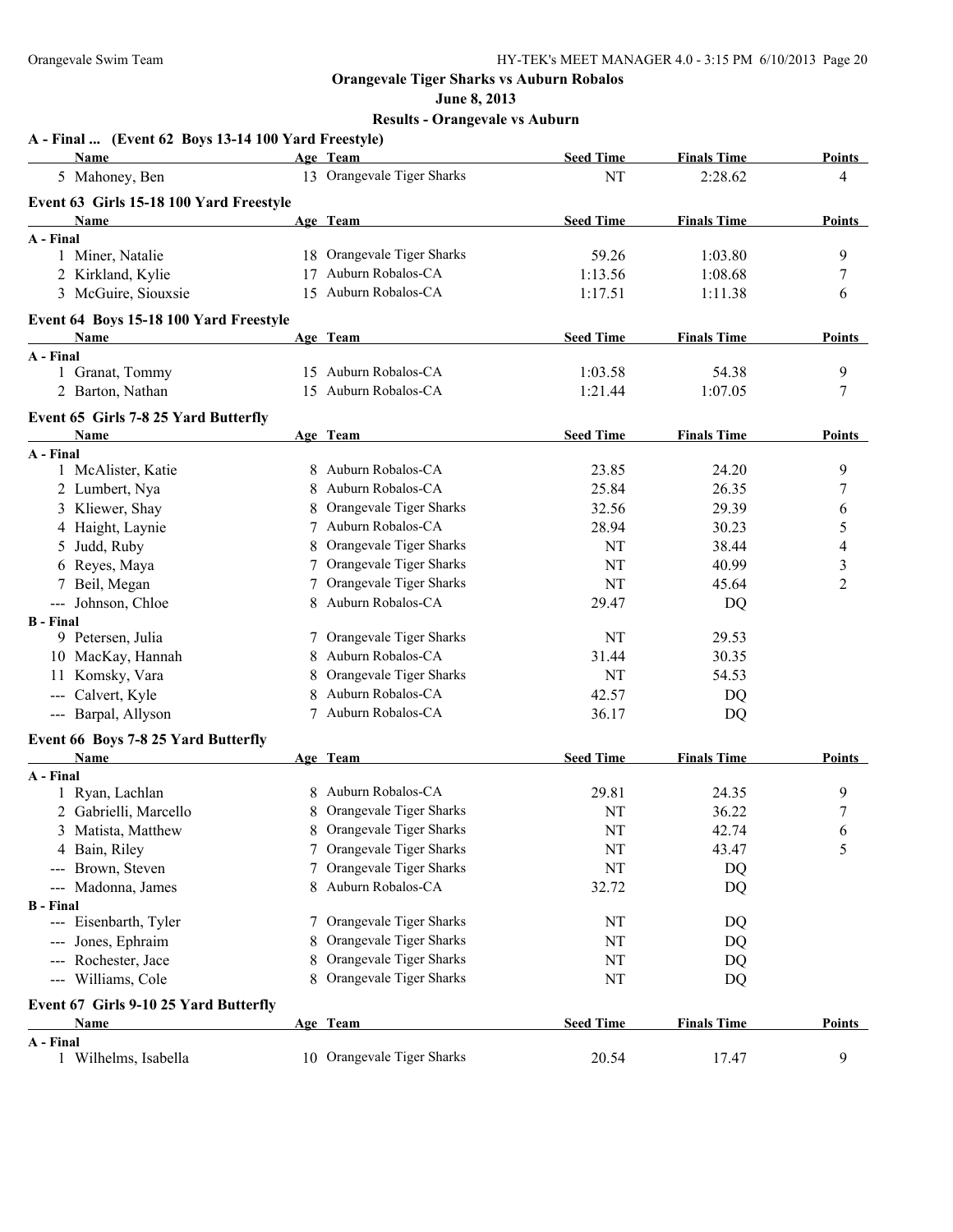**Orangevale Tiger Sharks vs Auburn Robalos**

**June 8, 2013**

**Results - Orangevale vs Auburn**

### A - Final ... (Event 62 Boys 13-14 100 Yard Freestyle)

| Name | Age | Team | Seed Time | Finals Time | Points |
|---|---|---|---|---|---|
| 5 Mahoney, Ben | 13 | Orangevale Tiger Sharks | NT | 2:28.62 | 4 |

### Event 63 Girls 15-18 100 Yard Freestyle

| Name | Age | Team | Seed Time | Finals Time | Points |
|---|---|---|---|---|---|
| **A - Final** | | | | | |
| 1 Miner, Natalie | 18 | Orangevale Tiger Sharks | 59.26 | 1:03.80 | 9 |
| 2 Kirkland, Kylie | 17 | Auburn Robalos-CA | 1:13.56 | 1:08.68 | 7 |
| 3 McGuire, Siouxsie | 15 | Auburn Robalos-CA | 1:17.51 | 1:11.38 | 6 |

### Event 64 Boys 15-18 100 Yard Freestyle

| Name | Age | Team | Seed Time | Finals Time | Points |
|---|---|---|---|---|---|
| **A - Final** | | | | | |
| 1 Granat, Tommy | 15 | Auburn Robalos-CA | 1:03.58 | 54.38 | 9 |
| 2 Barton, Nathan | 15 | Auburn Robalos-CA | 1:21.44 | 1:07.05 | 7 |

### Event 65 Girls 7-8 25 Yard Butterfly

| Name | Age | Team | Seed Time | Finals Time | Points |
|---|---|---|---|---|---|
| **A - Final** | | | | | |
| 1 McAlister, Katie | 8 | Auburn Robalos-CA | 23.85 | 24.20 | 9 |
| 2 Lumbert, Nya | 8 | Auburn Robalos-CA | 25.84 | 26.35 | 7 |
| 3 Kliewer, Shay | 8 | Orangevale Tiger Sharks | 32.56 | 29.39 | 6 |
| 4 Haight, Laynie | 7 | Auburn Robalos-CA | 28.94 | 30.23 | 5 |
| 5 Judd, Ruby | 8 | Orangevale Tiger Sharks | NT | 38.44 | 4 |
| 6 Reyes, Maya | 7 | Orangevale Tiger Sharks | NT | 40.99 | 3 |
| 7 Beil, Megan | 7 | Orangevale Tiger Sharks | NT | 45.64 | 2 |
| --- Johnson, Chloe | 8 | Auburn Robalos-CA | 29.47 | DQ | |
| **B - Final** | | | | | |
| 9 Petersen, Julia | 7 | Orangevale Tiger Sharks | NT | 29.53 | |
| 10 MacKay, Hannah | 8 | Auburn Robalos-CA | 31.44 | 30.35 | |
| 11 Komsky, Vara | 8 | Orangevale Tiger Sharks | NT | 54.53 | |
| --- Calvert, Kyle | 8 | Auburn Robalos-CA | 42.57 | DQ | |
| --- Barpal, Allyson | 7 | Auburn Robalos-CA | 36.17 | DQ | |

### Event 66 Boys 7-8 25 Yard Butterfly

| Name | Age | Team | Seed Time | Finals Time | Points |
|---|---|---|---|---|---|
| **A - Final** | | | | | |
| 1 Ryan, Lachlan | 8 | Auburn Robalos-CA | 29.81 | 24.35 | 9 |
| 2 Gabrielli, Marcello | 8 | Orangevale Tiger Sharks | NT | 36.22 | 7 |
| 3 Matista, Matthew | 8 | Orangevale Tiger Sharks | NT | 42.74 | 6 |
| 4 Bain, Riley | 7 | Orangevale Tiger Sharks | NT | 43.47 | 5 |
| --- Brown, Steven | 7 | Orangevale Tiger Sharks | NT | DQ | |
| --- Madonna, James | 8 | Auburn Robalos-CA | 32.72 | DQ | |
| **B - Final** | | | | | |
| --- Eisenbarth, Tyler | 7 | Orangevale Tiger Sharks | NT | DQ | |
| --- Jones, Ephraim | 8 | Orangevale Tiger Sharks | NT | DQ | |
| --- Rochester, Jace | 8 | Orangevale Tiger Sharks | NT | DQ | |
| --- Williams, Cole | 8 | Orangevale Tiger Sharks | NT | DQ | |

### Event 67 Girls 9-10 25 Yard Butterfly

| Name | Age | Team | Seed Time | Finals Time | Points |
|---|---|---|---|---|---|
| **A - Final** | | | | | |
| 1 Wilhelms, Isabella | 10 | Orangevale Tiger Sharks | 20.54 | 17.47 | 9 |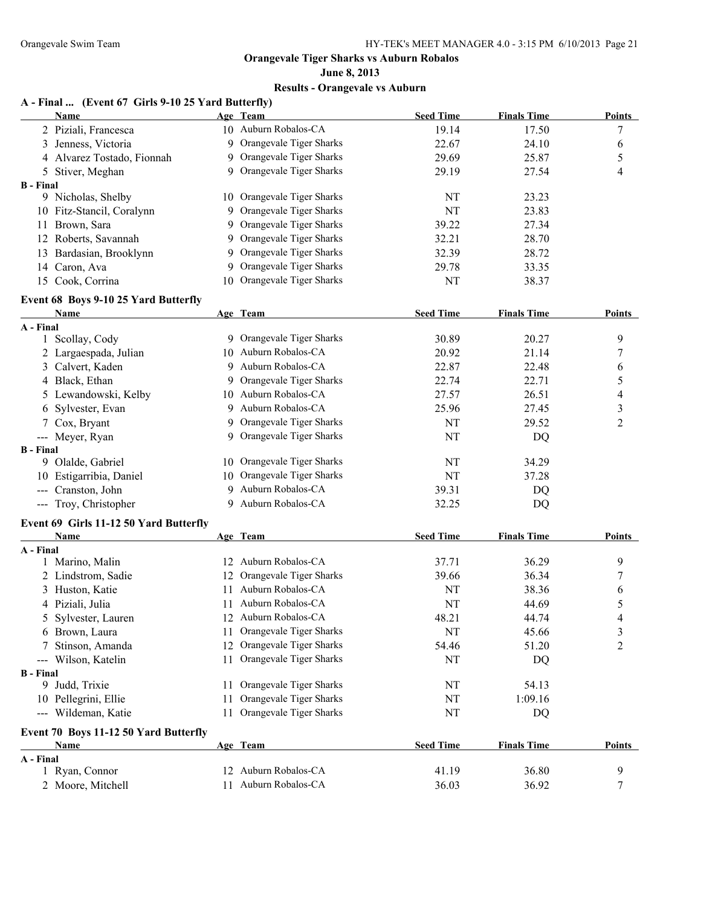## Orangevale Tiger Sharks vs Auburn Robalos

**June 8, 2013**

**Results - Orangevale vs Auburn**

### A - Final ... (Event 67 Girls 9-10 25 Yard Butterfly)

| | Name | Age | Team | Seed Time | Finals Time | Points |
|---|---|---|---|---|---|---|
| 2 | Piziali, Francesca | 10 | Auburn Robalos-CA | 19.14 | 17.50 | 7 |
| 3 | Jenness, Victoria | 9 | Orangevale Tiger Sharks | 22.67 | 24.10 | 6 |
| 4 | Alvarez Tostado, Fionnah | 9 | Orangevale Tiger Sharks | 29.69 | 25.87 | 5 |
| 5 | Stiver, Meghan | 9 | Orangevale Tiger Sharks | 29.19 | 27.54 | 4 |
| **B - Final** | | | | | | |
| 9 | Nicholas, Shelby | 10 | Orangevale Tiger Sharks | NT | 23.23 | |
| 10 | Fitz-Stancil, Coralynn | 9 | Orangevale Tiger Sharks | NT | 23.83 | |
| 11 | Brown, Sara | 9 | Orangevale Tiger Sharks | 39.22 | 27.34 | |
| 12 | Roberts, Savannah | 9 | Orangevale Tiger Sharks | 32.21 | 28.70 | |
| 13 | Bardasian, Brooklynn | 9 | Orangevale Tiger Sharks | 32.39 | 28.72 | |
| 14 | Caron, Ava | 9 | Orangevale Tiger Sharks | 29.78 | 33.35 | |
| 15 | Cook, Corrina | 10 | Orangevale Tiger Sharks | NT | 38.37 | |

### Event 68 Boys 9-10 25 Yard Butterfly

| | Name | Age | Team | Seed Time | Finals Time | Points |
|---|---|---|---|---|---|---|
| **A - Final** | | | | | | |
| 1 | Scollay, Cody | 9 | Orangevale Tiger Sharks | 30.89 | 20.27 | 9 |
| 2 | Largaespada, Julian | 10 | Auburn Robalos-CA | 20.92 | 21.14 | 7 |
| 3 | Calvert, Kaden | 9 | Auburn Robalos-CA | 22.87 | 22.48 | 6 |
| 4 | Black, Ethan | 9 | Orangevale Tiger Sharks | 22.74 | 22.71 | 5 |
| 5 | Lewandowski, Kelby | 10 | Auburn Robalos-CA | 27.57 | 26.51 | 4 |
| 6 | Sylvester, Evan | 9 | Auburn Robalos-CA | 25.96 | 27.45 | 3 |
| 7 | Cox, Bryant | 9 | Orangevale Tiger Sharks | NT | 29.52 | 2 |
| --- | Meyer, Ryan | 9 | Orangevale Tiger Sharks | NT | DQ | |
| **B - Final** | | | | | | |
| 9 | Olalde, Gabriel | 10 | Orangevale Tiger Sharks | NT | 34.29 | |
| 10 | Estigarribia, Daniel | 10 | Orangevale Tiger Sharks | NT | 37.28 | |
| --- | Cranston, John | 9 | Auburn Robalos-CA | 39.31 | DQ | |
| --- | Troy, Christopher | 9 | Auburn Robalos-CA | 32.25 | DQ | |

### Event 69 Girls 11-12 50 Yard Butterfly

| | Name | Age | Team | Seed Time | Finals Time | Points |
|---|---|---|---|---|---|---|
| **A - Final** | | | | | | |
| 1 | Marino, Malin | 12 | Auburn Robalos-CA | 37.71 | 36.29 | 9 |
| 2 | Lindstrom, Sadie | 12 | Orangevale Tiger Sharks | 39.66 | 36.34 | 7 |
| 3 | Huston, Katie | 11 | Auburn Robalos-CA | NT | 38.36 | 6 |
| 4 | Piziali, Julia | 11 | Auburn Robalos-CA | NT | 44.69 | 5 |
| 5 | Sylvester, Lauren | 12 | Auburn Robalos-CA | 48.21 | 44.74 | 4 |
| 6 | Brown, Laura | 11 | Orangevale Tiger Sharks | NT | 45.66 | 3 |
| 7 | Stinson, Amanda | 12 | Orangevale Tiger Sharks | 54.46 | 51.20 | 2 |
| --- | Wilson, Katelin | 11 | Orangevale Tiger Sharks | NT | DQ | |
| **B - Final** | | | | | | |
| 9 | Judd, Trixie | 11 | Orangevale Tiger Sharks | NT | 54.13 | |
| 10 | Pellegrini, Ellie | 11 | Orangevale Tiger Sharks | NT | 1:09.16 | |
| --- | Wildeman, Katie | 11 | Orangevale Tiger Sharks | NT | DQ | |

### Event 70 Boys 11-12 50 Yard Butterfly

| | Name | Age | Team | Seed Time | Finals Time | Points |
|---|---|---|---|---|---|---|
| **A - Final** | | | | | | |
| 1 | Ryan, Connor | 12 | Auburn Robalos-CA | 41.19 | 36.80 | 9 |
| 2 | Moore, Mitchell | 11 | Auburn Robalos-CA | 36.03 | 36.92 | 7 |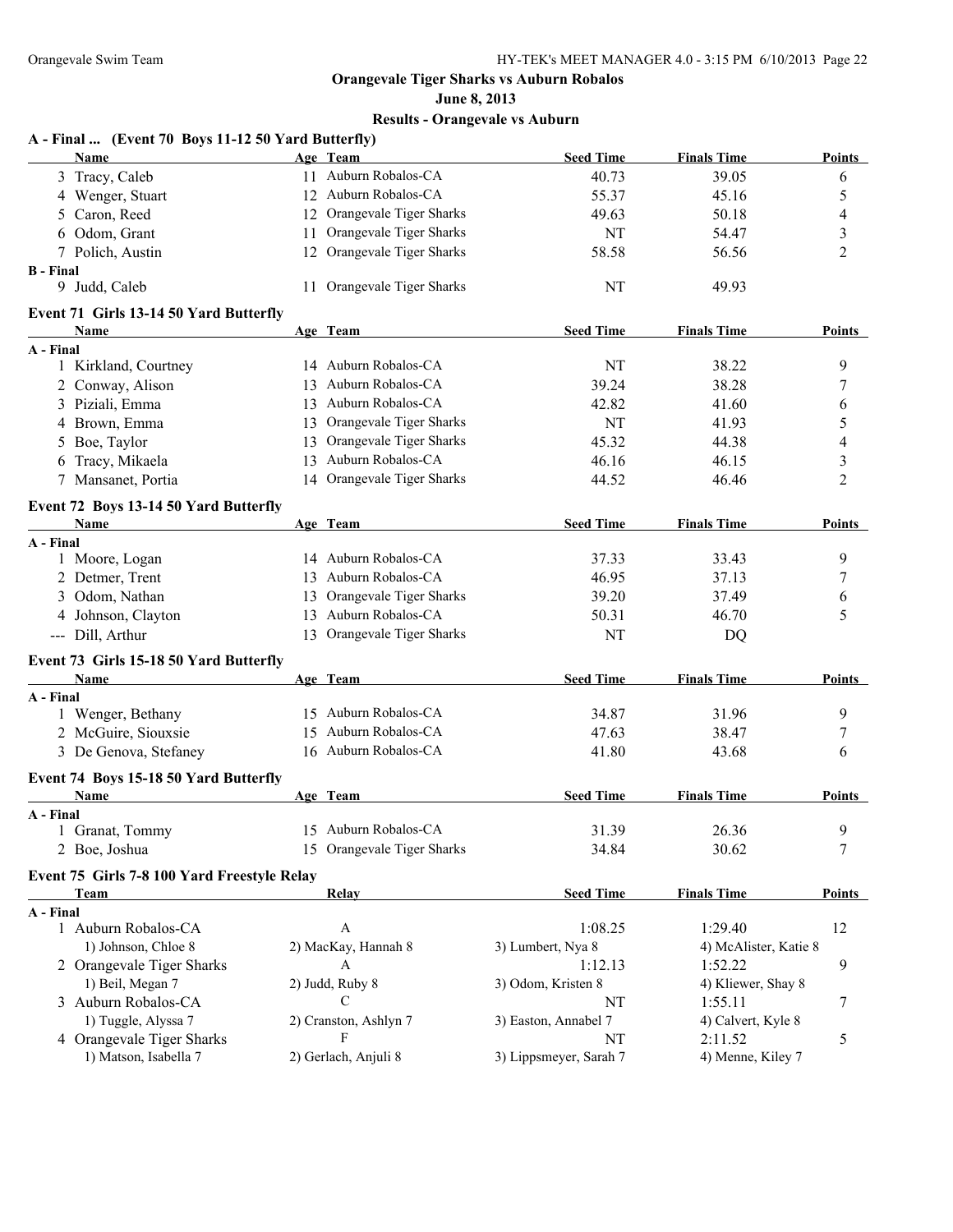## Orangevale Tiger Sharks vs Auburn Robalos

**June 8, 2013**

**Results - Orangevale vs Auburn**

### A - Final ... (Event 70 Boys 11-12 50 Yard Butterfly)

| | Name | Age | Team | Seed Time | Finals Time | Points |
|---|---|---|---|---|---|---|
| 3 | Tracy, Caleb | 11 | Auburn Robalos-CA | 40.73 | 39.05 | 6 |
| 4 | Wenger, Stuart | 12 | Auburn Robalos-CA | 55.37 | 45.16 | 5 |
| 5 | Caron, Reed | 12 | Orangevale Tiger Sharks | 49.63 | 50.18 | 4 |
| 6 | Odom, Grant | 11 | Orangevale Tiger Sharks | NT | 54.47 | 3 |
| 7 | Polich, Austin | 12 | Orangevale Tiger Sharks | 58.58 | 56.56 | 2 |
| **B - Final** | | | | | | |
| 9 | Judd, Caleb | 11 | Orangevale Tiger Sharks | NT | 49.93 | |

### Event 71 Girls 13-14 50 Yard Butterfly

| | Name | Age | Team | Seed Time | Finals Time | Points |
|---|---|---|---|---|---|---|
| **A - Final** | | | | | | |
| 1 | Kirkland, Courtney | 14 | Auburn Robalos-CA | NT | 38.22 | 9 |
| 2 | Conway, Alison | 13 | Auburn Robalos-CA | 39.24 | 38.28 | 7 |
| 3 | Piziali, Emma | 13 | Auburn Robalos-CA | 42.82 | 41.60 | 6 |
| 4 | Brown, Emma | 13 | Orangevale Tiger Sharks | NT | 41.93 | 5 |
| 5 | Boe, Taylor | 13 | Orangevale Tiger Sharks | 45.32 | 44.38 | 4 |
| 6 | Tracy, Mikaela | 13 | Auburn Robalos-CA | 46.16 | 46.15 | 3 |
| 7 | Mansanet, Portia | 14 | Orangevale Tiger Sharks | 44.52 | 46.46 | 2 |

### Event 72 Boys 13-14 50 Yard Butterfly

| | Name | Age | Team | Seed Time | Finals Time | Points |
|---|---|---|---|---|---|---|
| **A - Final** | | | | | | |
| 1 | Moore, Logan | 14 | Auburn Robalos-CA | 37.33 | 33.43 | 9 |
| 2 | Detmer, Trent | 13 | Auburn Robalos-CA | 46.95 | 37.13 | 7 |
| 3 | Odom, Nathan | 13 | Orangevale Tiger Sharks | 39.20 | 37.49 | 6 |
| 4 | Johnson, Clayton | 13 | Auburn Robalos-CA | 50.31 | 46.70 | 5 |
| --- | Dill, Arthur | 13 | Orangevale Tiger Sharks | NT | DQ | |

### Event 73 Girls 15-18 50 Yard Butterfly

| | Name | Age | Team | Seed Time | Finals Time | Points |
|---|---|---|---|---|---|---|
| **A - Final** | | | | | | |
| 1 | Wenger, Bethany | 15 | Auburn Robalos-CA | 34.87 | 31.96 | 9 |
| 2 | McGuire, Siouxsie | 15 | Auburn Robalos-CA | 47.63 | 38.47 | 7 |
| 3 | De Genova, Stefaney | 16 | Auburn Robalos-CA | 41.80 | 43.68 | 6 |

### Event 74 Boys 15-18 50 Yard Butterfly

| | Name | Age | Team | Seed Time | Finals Time | Points |
|---|---|---|---|---|---|---|
| **A - Final** | | | | | | |
| 1 | Granat, Tommy | 15 | Auburn Robalos-CA | 31.39 | 26.36 | 9 |
| 2 | Boe, Joshua | 15 | Orangevale Tiger Sharks | 34.84 | 30.62 | 7 |

### Event 75 Girls 7-8 100 Yard Freestyle Relay

| | Team | Relay | Seed Time | Finals Time | Points |
|---|---|---|---|---|---|
| **A - Final** | | | | | |
| 1 | Auburn Robalos-CA | A | 1:08.25 | 1:29.40 | 12 |
| | 1) Johnson, Chloe 8 | 2) MacKay, Hannah 8 | 3) Lumbert, Nya 8 | 4) McAlister, Katie 8 | |
| 2 | Orangevale Tiger Sharks | A | 1:12.13 | 1:52.22 | 9 |
| | 1) Beil, Megan 7 | 2) Judd, Ruby 8 | 3) Odom, Kristen 8 | 4) Kliewer, Shay 8 | |
| 3 | Auburn Robalos-CA | C | NT | 1:55.11 | 7 |
| | 1) Tuggle, Alyssa 7 | 2) Cranston, Ashlyn 7 | 3) Easton, Annabel 7 | 4) Calvert, Kyle 8 | |
| 4 | Orangevale Tiger Sharks | F | NT | 2:11.52 | 5 |
| | 1) Matson, Isabella 7 | 2) Gerlach, Anjuli 8 | 3) Lippsmeyer, Sarah 7 | 4) Menne, Kiley 7 | |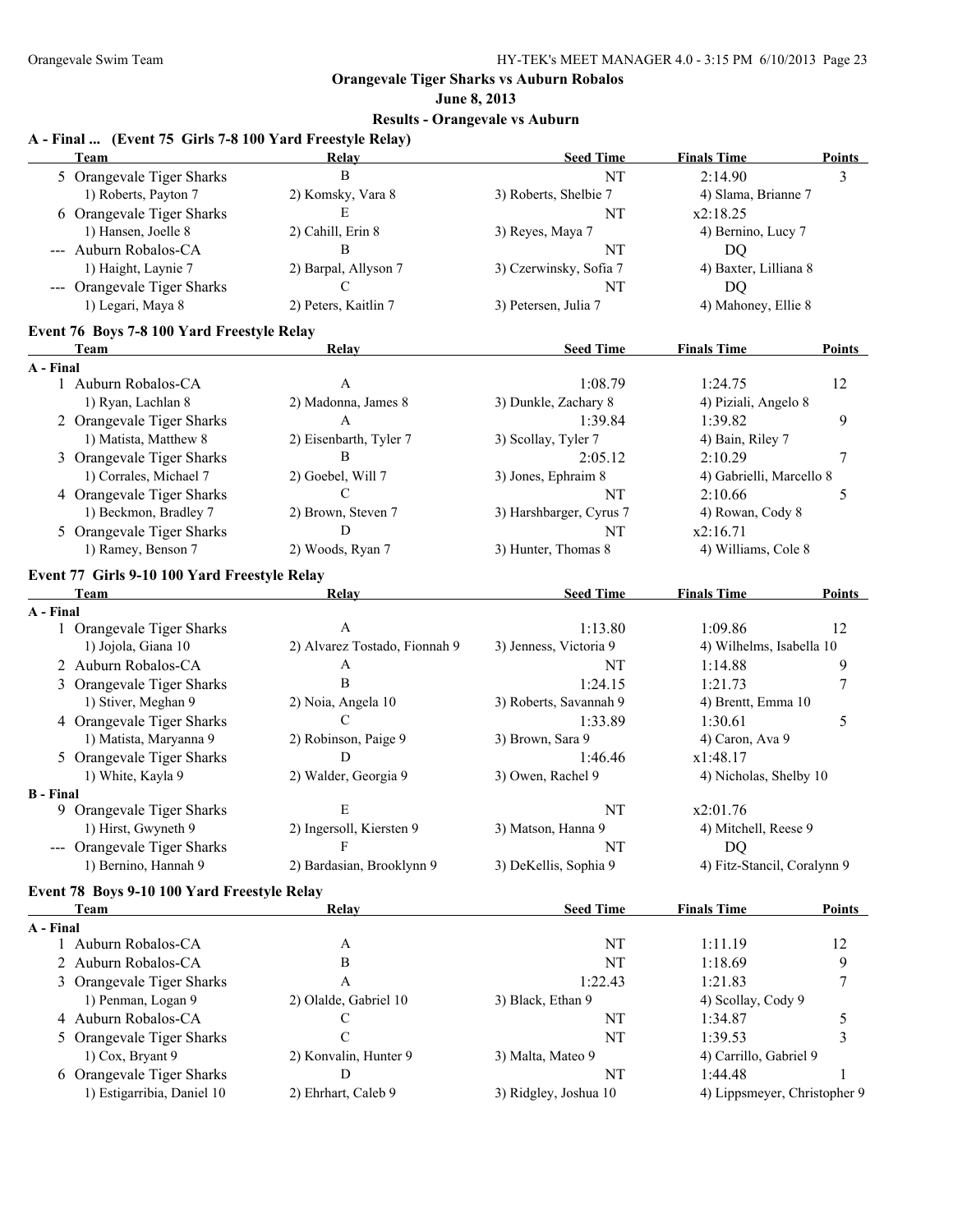**Orangevale Tiger Sharks vs Auburn Robalos**

**June 8, 2013**

**Results - Orangevale vs Auburn**

### A - Final ... (Event 75 Girls 7-8 100 Yard Freestyle Relay)

| | Team | Relay | Seed Time | Finals Time | Points |
|---|---|---|---|---|---|
| 5 | Orangevale Tiger Sharks | B | NT | 2:14.90 | 3 |
| | 1) Roberts, Payton 7 | 2) Komsky, Vara 8 | 3) Roberts, Shelbie 7 | 4) Slama, Brianne 7 | |
| 6 | Orangevale Tiger Sharks | E | NT | x2:18.25 | |
| | 1) Hansen, Joelle 8 | 2) Cahill, Erin 8 | 3) Reyes, Maya 7 | 4) Bernino, Lucy 7 | |
| --- | Auburn Robalos-CA | B | NT | DQ | |
| | 1) Haight, Laynie 7 | 2) Barpal, Allyson 7 | 3) Czerwinsky, Sofia 7 | 4) Baxter, Lilliana 8 | |
| --- | Orangevale Tiger Sharks | C | NT | DQ | |
| | 1) Legari, Maya 8 | 2) Peters, Kaitlin 7 | 3) Petersen, Julia 7 | 4) Mahoney, Ellie 8 | |

### Event 76 Boys 7-8 100 Yard Freestyle Relay

| | Team | Relay | Seed Time | Finals Time | Points |
|---|---|---|---|---|---|
| **A - Final** | | | | | |
| 1 | Auburn Robalos-CA | A | 1:08.79 | 1:24.75 | 12 |
| | 1) Ryan, Lachlan 8 | 2) Madonna, James 8 | 3) Dunkle, Zachary 8 | 4) Piziali, Angelo 8 | |
| 2 | Orangevale Tiger Sharks | A | 1:39.84 | 1:39.82 | 9 |
| | 1) Matista, Matthew 8 | 2) Eisenbarth, Tyler 7 | 3) Scollay, Tyler 7 | 4) Bain, Riley 7 | |
| 3 | Orangevale Tiger Sharks | B | 2:05.12 | 2:10.29 | 7 |
| | 1) Corrales, Michael 7 | 2) Goebel, Will 7 | 3) Jones, Ephraim 8 | 4) Gabrielli, Marcello 8 | |
| 4 | Orangevale Tiger Sharks | C | NT | 2:10.66 | 5 |
| | 1) Beckmon, Bradley 7 | 2) Brown, Steven 7 | 3) Harshbarger, Cyrus 7 | 4) Rowan, Cody 8 | |
| 5 | Orangevale Tiger Sharks | D | NT | x2:16.71 | |
| | 1) Ramey, Benson 7 | 2) Woods, Ryan 7 | 3) Hunter, Thomas 8 | 4) Williams, Cole 8 | |

### Event 77 Girls 9-10 100 Yard Freestyle Relay

| | Team | Relay | Seed Time | Finals Time | Points |
|---|---|---|---|---|---|
| **A - Final** | | | | | |
| 1 | Orangevale Tiger Sharks | A | 1:13.80 | 1:09.86 | 12 |
| | 1) Jojola, Giana 10 | 2) Alvarez Tostado, Fionnah 9 | 3) Jenness, Victoria 9 | 4) Wilhelms, Isabella 10 | |
| 2 | Auburn Robalos-CA | A | NT | 1:14.88 | 9 |
| 3 | Orangevale Tiger Sharks | B | 1:24.15 | 1:21.73 | 7 |
| | 1) Stiver, Meghan 9 | 2) Noia, Angela 10 | 3) Roberts, Savannah 9 | 4) Brentt, Emma 10 | |
| 4 | Orangevale Tiger Sharks | C | 1:33.89 | 1:30.61 | 5 |
| | 1) Matista, Maryanna 9 | 2) Robinson, Paige 9 | 3) Brown, Sara 9 | 4) Caron, Ava 9 | |
| 5 | Orangevale Tiger Sharks | D | 1:46.46 | x1:48.17 | |
| | 1) White, Kayla 9 | 2) Walder, Georgia 9 | 3) Owen, Rachel 9 | 4) Nicholas, Shelby 10 | |
| **B - Final** | | | | | |
| 9 | Orangevale Tiger Sharks | E | NT | x2:01.76 | |
| | 1) Hirst, Gwyneth 9 | 2) Ingersoll, Kiersten 9 | 3) Matson, Hanna 9 | 4) Mitchell, Reese 9 | |
| --- | Orangevale Tiger Sharks | F | NT | DQ | |
| | 1) Bernino, Hannah 9 | 2) Bardasian, Brooklynn 9 | 3) DeKellis, Sophia 9 | 4) Fitz-Stancil, Coralynn 9 | |

### Event 78 Boys 9-10 100 Yard Freestyle Relay

| | Team | Relay | Seed Time | Finals Time | Points |
|---|---|---|---|---|---|
| **A - Final** | | | | | |
| 1 | Auburn Robalos-CA | A | NT | 1:11.19 | 12 |
| 2 | Auburn Robalos-CA | B | NT | 1:18.69 | 9 |
| 3 | Orangevale Tiger Sharks | A | 1:22.43 | 1:21.83 | 7 |
| | 1) Penman, Logan 9 | 2) Olalde, Gabriel 10 | 3) Black, Ethan 9 | 4) Scollay, Cody 9 | |
| 4 | Auburn Robalos-CA | C | NT | 1:34.87 | 5 |
| 5 | Orangevale Tiger Sharks | C | NT | 1:39.53 | 3 |
| | 1) Cox, Bryant 9 | 2) Konvalin, Hunter 9 | 3) Malta, Mateo 9 | 4) Carrillo, Gabriel 9 | |
| 6 | Orangevale Tiger Sharks | D | NT | 1:44.48 | 1 |
| | 1) Estigarribia, Daniel 10 | 2) Ehrhart, Caleb 9 | 3) Ridgley, Joshua 10 | 4) Lippsmeyer, Christopher 9 | |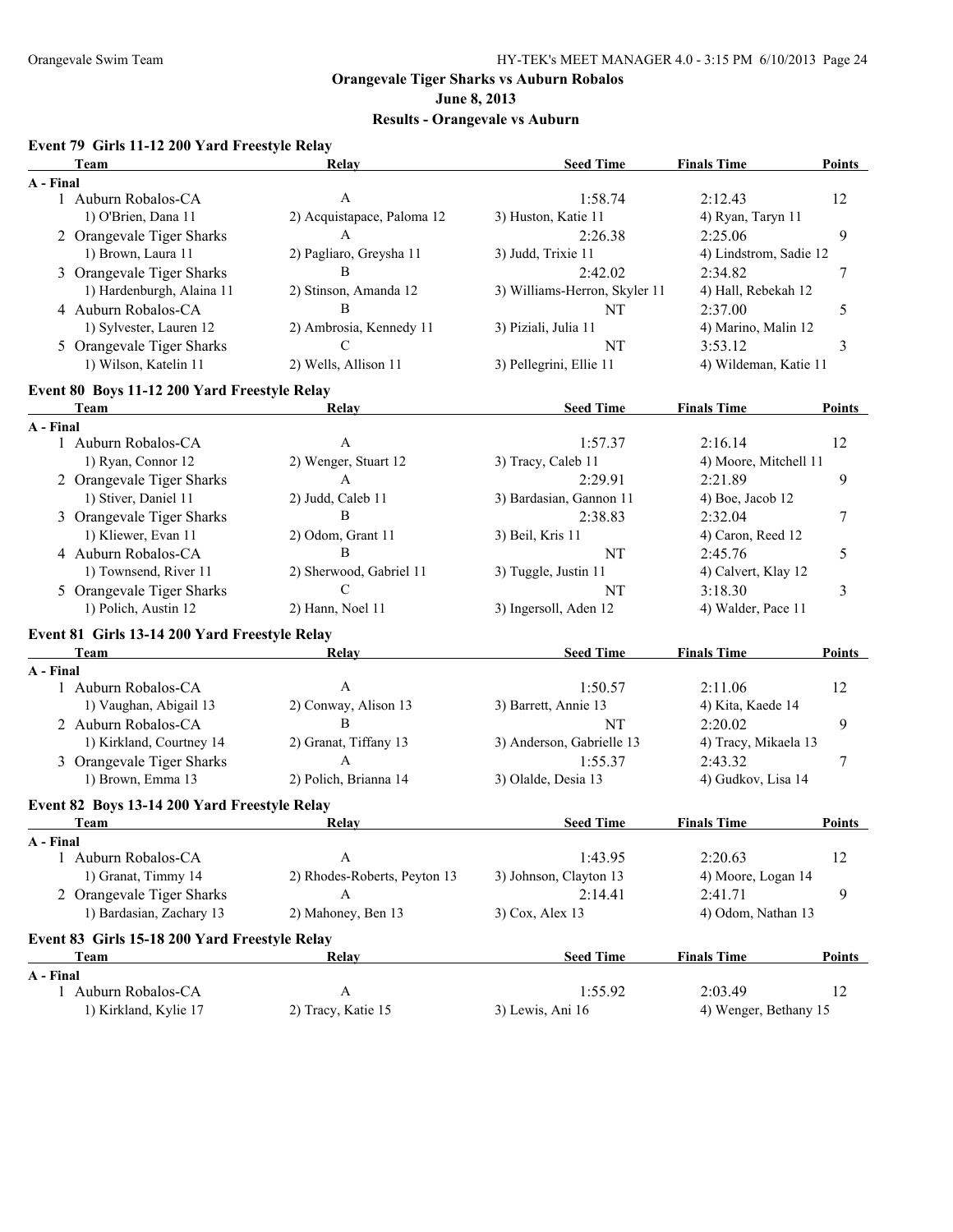**Orangevale Tiger Sharks vs Auburn Robalos**

**June 8, 2013**

**Results - Orangevale vs Auburn**

### Event 79 Girls 11-12 200 Yard Freestyle Relay

| Team | Relay | Seed Time | Finals Time | Points |
|---|---|---|---|---|
| **A - Final** | | | | |
| 1 Auburn Robalos-CA | A | 1:58.74 | 2:12.43 | 12 |
| 1) O'Brien, Dana 11 | 2) Acquistapace, Paloma 12 | 3) Huston, Katie 11 | 4) Ryan, Taryn 11 | |
| 2 Orangevale Tiger Sharks | A | 2:26.38 | 2:25.06 | 9 |
| 1) Brown, Laura 11 | 2) Pagliaro, Greysha 11 | 3) Judd, Trixie 11 | 4) Lindstrom, Sadie 12 | |
| 3 Orangevale Tiger Sharks | B | 2:42.02 | 2:34.82 | 7 |
| 1) Hardenburgh, Alaina 11 | 2) Stinson, Amanda 12 | 3) Williams-Herron, Skyler 11 | 4) Hall, Rebekah 12 | |
| 4 Auburn Robalos-CA | B | NT | 2:37.00 | 5 |
| 1) Sylvester, Lauren 12 | 2) Ambrosia, Kennedy 11 | 3) Piziali, Julia 11 | 4) Marino, Malin 12 | |
| 5 Orangevale Tiger Sharks | C | NT | 3:53.12 | 3 |
| 1) Wilson, Katelin 11 | 2) Wells, Allison 11 | 3) Pellegrini, Ellie 11 | 4) Wildeman, Katie 11 | |

### Event 80 Boys 11-12 200 Yard Freestyle Relay

| Team | Relay | Seed Time | Finals Time | Points |
|---|---|---|---|---|
| **A - Final** | | | | |
| 1 Auburn Robalos-CA | A | 1:57.37 | 2:16.14 | 12 |
| 1) Ryan, Connor 12 | 2) Wenger, Stuart 12 | 3) Tracy, Caleb 11 | 4) Moore, Mitchell 11 | |
| 2 Orangevale Tiger Sharks | A | 2:29.91 | 2:21.89 | 9 |
| 1) Stiver, Daniel 11 | 2) Judd, Caleb 11 | 3) Bardasian, Gannon 11 | 4) Boe, Jacob 12 | |
| 3 Orangevale Tiger Sharks | B | 2:38.83 | 2:32.04 | 7 |
| 1) Kliewer, Evan 11 | 2) Odom, Grant 11 | 3) Beil, Kris 11 | 4) Caron, Reed 12 | |
| 4 Auburn Robalos-CA | B | NT | 2:45.76 | 5 |
| 1) Townsend, River 11 | 2) Sherwood, Gabriel 11 | 3) Tuggle, Justin 11 | 4) Calvert, Klay 12 | |
| 5 Orangevale Tiger Sharks | C | NT | 3:18.30 | 3 |
| 1) Polich, Austin 12 | 2) Hann, Noel 11 | 3) Ingersoll, Aden 12 | 4) Walder, Pace 11 | |

### Event 81 Girls 13-14 200 Yard Freestyle Relay

| Team | Relay | Seed Time | Finals Time | Points |
|---|---|---|---|---|
| **A - Final** | | | | |
| 1 Auburn Robalos-CA | A | 1:50.57 | 2:11.06 | 12 |
| 1) Vaughan, Abigail 13 | 2) Conway, Alison 13 | 3) Barrett, Annie 13 | 4) Kita, Kaede 14 | |
| 2 Auburn Robalos-CA | B | NT | 2:20.02 | 9 |
| 1) Kirkland, Courtney 14 | 2) Granat, Tiffany 13 | 3) Anderson, Gabrielle 13 | 4) Tracy, Mikaela 13 | |
| 3 Orangevale Tiger Sharks | A | 1:55.37 | 2:43.32 | 7 |
| 1) Brown, Emma 13 | 2) Polich, Brianna 14 | 3) Olalde, Desia 13 | 4) Gudkov, Lisa 14 | |

### Event 82 Boys 13-14 200 Yard Freestyle Relay

| Team | Relay | Seed Time | Finals Time | Points |
|---|---|---|---|---|
| **A - Final** | | | | |
| 1 Auburn Robalos-CA | A | 1:43.95 | 2:20.63 | 12 |
| 1) Granat, Timmy 14 | 2) Rhodes-Roberts, Peyton 13 | 3) Johnson, Clayton 13 | 4) Moore, Logan 14 | |
| 2 Orangevale Tiger Sharks | A | 2:14.41 | 2:41.71 | 9 |
| 1) Bardasian, Zachary 13 | 2) Mahoney, Ben 13 | 3) Cox, Alex 13 | 4) Odom, Nathan 13 | |

### Event 83 Girls 15-18 200 Yard Freestyle Relay

| Team | Relay | Seed Time | Finals Time | Points |
|---|---|---|---|---|
| **A - Final** | | | | |
| 1 Auburn Robalos-CA | A | 1:55.92 | 2:03.49 | 12 |
| 1) Kirkland, Kylie 17 | 2) Tracy, Katie 15 | 3) Lewis, Ani 16 | 4) Wenger, Bethany 15 | |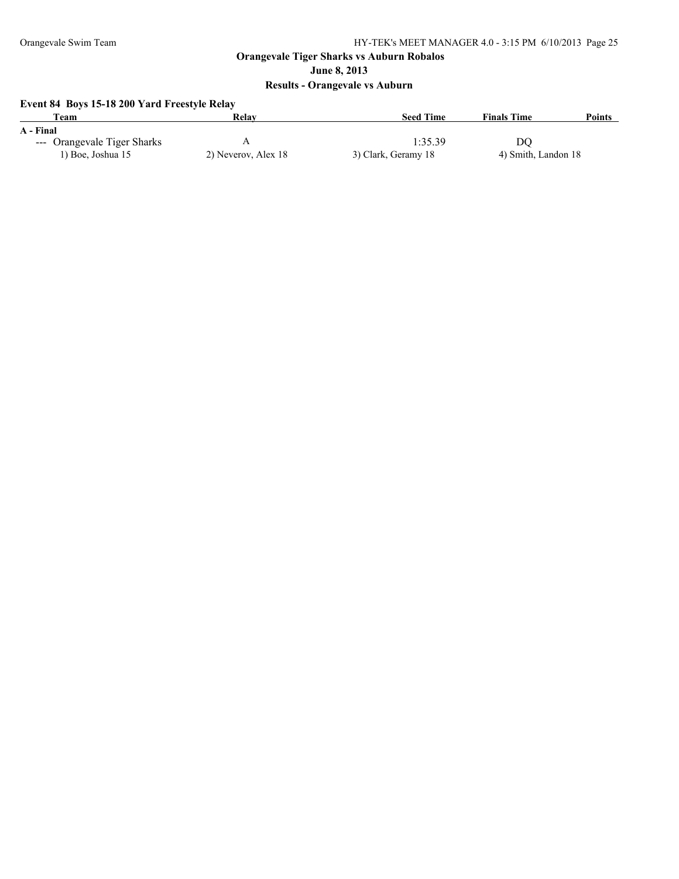# Orangevale Tiger Sharks vs Auburn Robalos

## June 8, 2013

## Results - Orangevale vs Auburn

### Event 84 Boys 15-18 200 Yard Freestyle Relay

| Team | Relay | Seed Time | Finals Time | Points |
| --- | --- | --- | --- | --- |
| **A - Final** | | | | |
| --- Orangevale Tiger Sharks | A | 1:35.39 | DQ | |
| 1) Boe, Joshua 15 | 2) Neverov, Alex 18 | 3) Clark, Geramy 18 | 4) Smith, Landon 18 | |